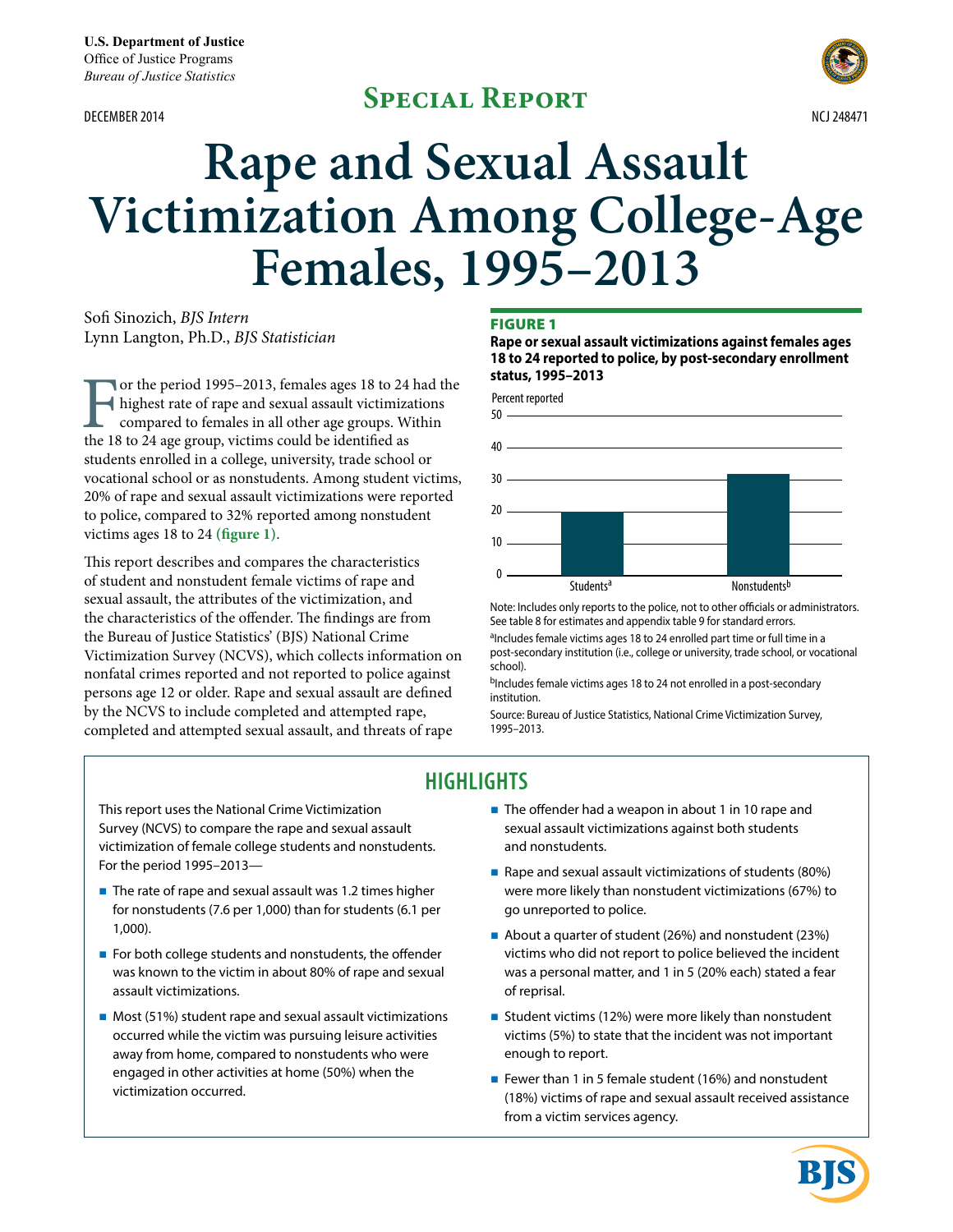U.S. Department of Justice
Office of Justice Programs
*Bureau of Justice Statistics*

DECEMBER 2014

## Special Report

NCJ 248471

# Rape and Sexual Assault Victimization Among College-Age Females, 1995–2013

Sofi Sinozich, *BJS Intern*
Lynn Langton, Ph.D., *BJS Statistician*

For the period 1995–2013, females ages 18 to 24 had the highest rate of rape and sexual assault victimizations compared to females in all other age groups. Within the 18 to 24 age group, victims could be identified as students enrolled in a college, university, trade school or vocational school or as nonstudents. Among student victims, 20% of rape and sexual assault victimizations were reported to police, compared to 32% reported among nonstudent victims ages 18 to 24 **(figure 1)**.

This report describes and compares the characteristics of student and nonstudent female victims of rape and sexual assault, the attributes of the victimization, and the characteristics of the offender. The findings are from the Bureau of Justice Statistics' (BJS) National Crime Victimization Survey (NCVS), which collects information on nonfatal crimes reported and not reported to police against persons age 12 or older. Rape and sexual assault are defined by the NCVS to include completed and attempted rape, completed and attempted sexual assault, and threats of rape

### FIGURE 1

**Rape or sexual assault victimizations against females ages 18 to 24 reported to police, by post-secondary enrollment status, 1995–2013**

| | Percent reported |
|---|---|
| Students[a] | 20 |
| Nonstudents[b] | 32 |

Note: Includes only reports to the police, not to other officials or administrators. See table 8 for estimates and appendix table 9 for standard errors.

[a]Includes female victims ages 18 to 24 enrolled part time or full time in a post-secondary institution (i.e., college or university, trade school, or vocational school).

[b]Includes female victims ages 18 to 24 not enrolled in a post-secondary institution.

Source: Bureau of Justice Statistics, National Crime Victimization Survey, 1995–2013.

## HIGHLIGHTS

This report uses the National Crime Victimization Survey (NCVS) to compare the rape and sexual assault victimization of female college students and nonstudents. For the period 1995–2013—

- The rate of rape and sexual assault was 1.2 times higher for nonstudents (7.6 per 1,000) than for students (6.1 per 1,000).
- For both college students and nonstudents, the offender was known to the victim in about 80% of rape and sexual assault victimizations.
- Most (51%) student rape and sexual assault victimizations occurred while the victim was pursuing leisure activities away from home, compared to nonstudents who were engaged in other activities at home (50%) when the victimization occurred.
- The offender had a weapon in about 1 in 10 rape and sexual assault victimizations against both students and nonstudents.
- Rape and sexual assault victimizations of students (80%) were more likely than nonstudent victimizations (67%) to go unreported to police.
- About a quarter of student (26%) and nonstudent (23%) victims who did not report to police believed the incident was a personal matter, and 1 in 5 (20% each) stated a fear of reprisal.
- Student victims (12%) were more likely than nonstudent victims (5%) to state that the incident was not important enough to report.
- Fewer than 1 in 5 female student (16%) and nonstudent (18%) victims of rape and sexual assault received assistance from a victim services agency.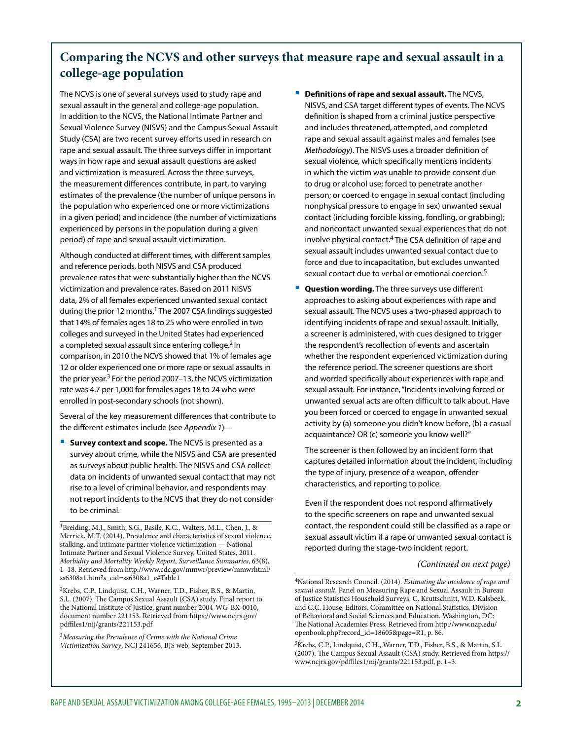## Comparing the NCVS and other surveys that measure rape and sexual assault in a college-age population

The NCVS is one of several surveys used to study rape and sexual assault in the general and college-age population. In addition to the NCVS, the National Intimate Partner and Sexual Violence Survey (NISVS) and the Campus Sexual Assault Study (CSA) are two recent survey efforts used in research on rape and sexual assault. The three surveys differ in important ways in how rape and sexual assault questions are asked and victimization is measured. Across the three surveys, the measurement differences contribute, in part, to varying estimates of the prevalence (the number of unique persons in the population who experienced one or more victimizations in a given period) and incidence (the number of victimizations experienced by persons in the population during a given period) of rape and sexual assault victimization.

Although conducted at different times, with different samples and reference periods, both NISVS and CSA produced prevalence rates that were substantially higher than the NCVS victimization and prevalence rates. Based on 2011 NISVS data, 2% of all females experienced unwanted sexual contact during the prior 12 months.[1] The 2007 CSA findings suggested that 14% of females ages 18 to 25 who were enrolled in two colleges and surveyed in the United States had experienced a completed sexual assault since entering college.[2] In comparison, in 2010 the NCVS showed that 1% of females age 12 or older experienced one or more rape or sexual assaults in the prior year.[3] For the period 2007–13, the NCVS victimization rate was 4.7 per 1,000 for females ages 18 to 24 who were enrolled in post-secondary schools (not shown).

Several of the key measurement differences that contribute to the different estimates include (see *Appendix 1*)—

- **Survey context and scope.** The NCVS is presented as a survey about crime, while the NISVS and CSA are presented as surveys about public health. The NISVS and CSA collect data on incidents of unwanted sexual contact that may not rise to a level of criminal behavior, and respondents may not report incidents to the NCVS that they do not consider to be criminal.
- **Definitions of rape and sexual assault.** The NCVS, NISVS, and CSA target different types of events. The NCVS definition is shaped from a criminal justice perspective and includes threatened, attempted, and completed rape and sexual assault against males and females (see *Methodology*). The NISVS uses a broader definition of sexual violence, which specifically mentions incidents in which the victim was unable to provide consent due to drug or alcohol use; forced to penetrate another person; or coerced to engage in sexual contact (including nonphysical pressure to engage in sex) unwanted sexual contact (including forcible kissing, fondling, or grabbing); and noncontact unwanted sexual experiences that do not involve physical contact.[4] The CSA definition of rape and sexual assault includes unwanted sexual contact due to force and due to incapacitation, but excludes unwanted sexual contact due to verbal or emotional coercion.[5]
- **Question wording.** The three surveys use different approaches to asking about experiences with rape and sexual assault. The NCVS uses a two-phased approach to identifying incidents of rape and sexual assault. Initially, a screener is administered, with cues designed to trigger the respondent's recollection of events and ascertain whether the respondent experienced victimization during the reference period. The screener questions are short and worded specifically about experiences with rape and sexual assault. For instance, "Incidents involving forced or unwanted sexual acts are often difficult to talk about. Have you been forced or coerced to engage in unwanted sexual activity by (a) someone you didn't know before, (b) a casual acquaintance? OR (c) someone you know well?"

  The screener is then followed by an incident form that captures detailed information about the incident, including the type of injury, presence of a weapon, offender characteristics, and reporting to police.

  Even if the respondent does not respond affirmatively to the specific screeners on rape and unwanted sexual contact, the respondent could still be classified as a rape or sexual assault victim if a rape or unwanted sexual contact is reported during the stage-two incident report.

*(Continued on next page)*

[1]Breiding, M.J., Smith, S.G., Basile, K.C., Walters, M.L., Chen, J., & Merrick, M.T. (2014). Prevalence and characteristics of sexual violence, stalking, and intimate partner violence victimization — National Intimate Partner and Sexual Violence Survey, United States, 2011. *Morbidity and Mortality Weekly Report, Surveillance Summaries*, 63(8), 1–18. Retrieved from http://www.cdc.gov/mmwr/preview/mmwrhtml/ss6308a1.htm?s_cid=ss6308a1_e#Table1

[2]Krebs, C.P., Lindquist, C.H., Warner, T.D., Fisher, B.S., & Martin, S.L. (2007). The Campus Sexual Assault (CSA) study. Final report to the National Institute of Justice, grant number 2004-WG-BX-0010, document number 221153. Retrieved from https://www.ncjrs.gov/pdffiles1/nij/grants/221153.pdf

[3]*Measuring the Prevalence of Crime with the National Crime Victimization Survey*, NCJ 241656, BJS web, September 2013.

[4]National Research Council. (2014). *Estimating the incidence of rape and sexual assault*. Panel on Measuring Rape and Sexual Assault in Bureau of Justice Statistics Household Surveys, C. Kruttschnitt, W.D. Kalsbeek, and C.C. House, Editors. Committee on National Statistics, Division of Behavioral and Social Sciences and Education. Washington, DC: The National Academies Press. Retrieved from http://www.nap.edu/openbook.php?record_id=18605&page=R1, p. 86.

[5]Krebs, C.P., Lindquist, C.H., Warner, T.D., Fisher, B.S., & Martin, S.L. (2007). The Campus Sexual Assault (CSA) study. Retrieved from https://www.ncjrs.gov/pdffiles1/nij/grants/221153.pdf, p. 1–3.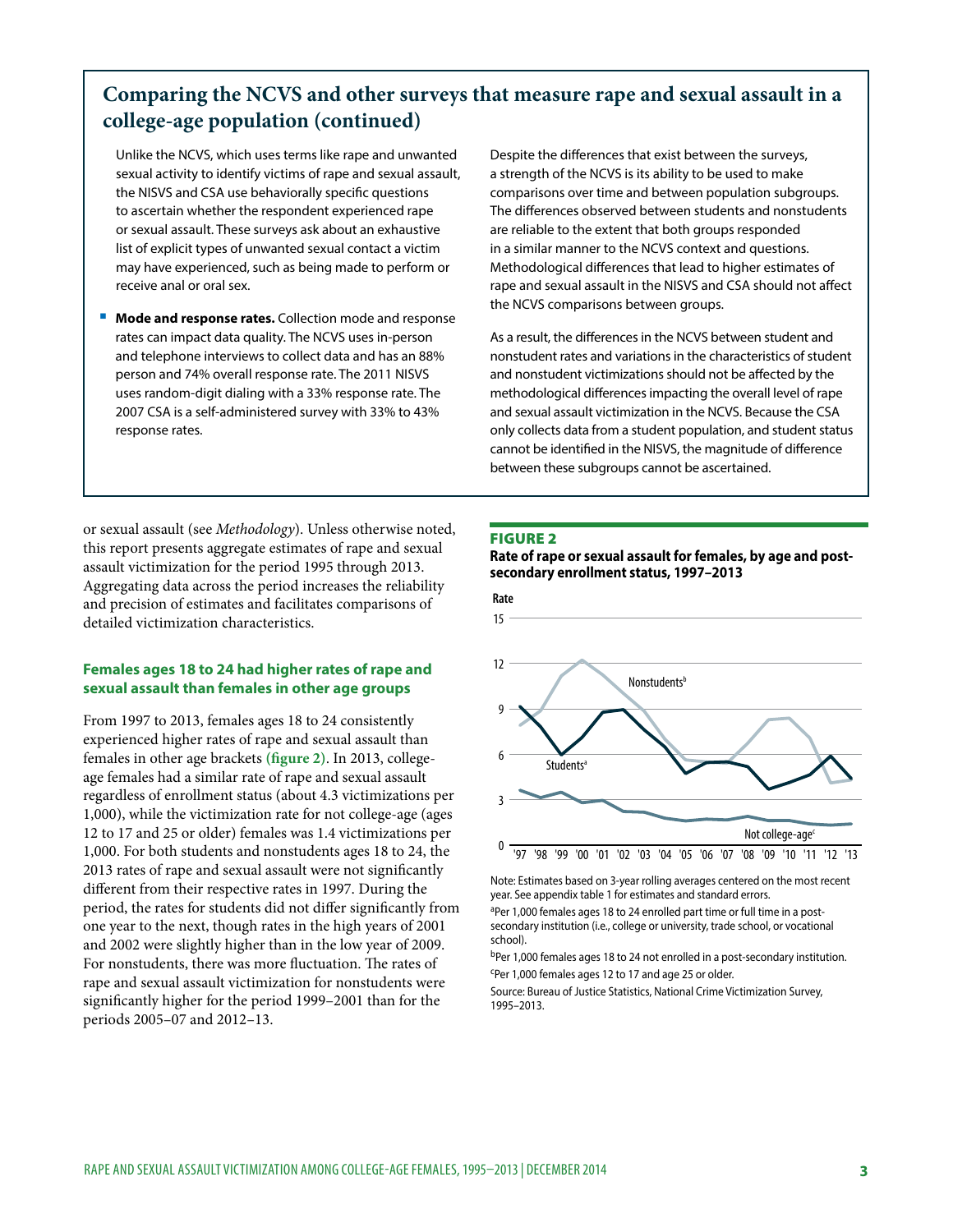## Comparing the NCVS and other surveys that measure rape and sexual assault in a college-age population (continued)

Unlike the NCVS, which uses terms like rape and unwanted sexual activity to identify victims of rape and sexual assault, the NISVS and CSA use behaviorally specific questions to ascertain whether the respondent experienced rape or sexual assault. These surveys ask about an exhaustive list of explicit types of unwanted sexual contact a victim may have experienced, such as being made to perform or receive anal or oral sex.

- **Mode and response rates.** Collection mode and response rates can impact data quality. The NCVS uses in-person and telephone interviews to collect data and has an 88% person and 74% overall response rate. The 2011 NISVS uses random-digit dialing with a 33% response rate. The 2007 CSA is a self-administered survey with 33% to 43% response rates.

Despite the differences that exist between the surveys, a strength of the NCVS is its ability to be used to make comparisons over time and between population subgroups. The differences observed between students and nonstudents are reliable to the extent that both groups responded in a similar manner to the NCVS context and questions. Methodological differences that lead to higher estimates of rape and sexual assault in the NISVS and CSA should not affect the NCVS comparisons between groups.

As a result, the differences in the NCVS between student and nonstudent rates and variations in the characteristics of student and nonstudent victimizations should not be affected by the methodological differences impacting the overall level of rape and sexual assault victimization in the NCVS. Because the CSA only collects data from a student population, and student status cannot be identified in the NISVS, the magnitude of difference between these subgroups cannot be ascertained.

or sexual assault (see *Methodology*). Unless otherwise noted, this report presents aggregate estimates of rape and sexual assault victimization for the period 1995 through 2013. Aggregating data across the period increases the reliability and precision of estimates and facilitates comparisons of detailed victimization characteristics.

### Females ages 18 to 24 had higher rates of rape and sexual assault than females in other age groups

From 1997 to 2013, females ages 18 to 24 consistently experienced higher rates of rape and sexual assault than females in other age brackets **(figure 2)**. In 2013, college-age females had a similar rate of rape and sexual assault regardless of enrollment status (about 4.3 victimizations per 1,000), while the victimization rate for not college-age (ages 12 to 17 and 25 or older) females was 1.4 victimizations per 1,000. For both students and nonstudents ages 18 to 24, the 2013 rates of rape and sexual assault were not significantly different from their respective rates in 1997. During the period, the rates for students did not differ significantly from one year to the next, though rates in the high years of 2001 and 2002 were slightly higher than in the low year of 2009. For nonstudents, there was more fluctuation. The rates of rape and sexual assault victimization for nonstudents were significantly higher for the period 1999–2001 than for the periods 2005–07 and 2012–13.

**FIGURE 2**

**Rate of rape or sexual assault for females, by age and post-secondary enrollment status, 1997–2013**

Note: Estimates based on 3-year rolling averages centered on the most recent year. See appendix table 1 for estimates and standard errors.

[a]Per 1,000 females ages 18 to 24 enrolled part time or full time in a post-secondary institution (i.e., college or university, trade school, or vocational school).

[b]Per 1,000 females ages 18 to 24 not enrolled in a post-secondary institution.

[c]Per 1,000 females ages 12 to 17 and age 25 or older.

Source: Bureau of Justice Statistics, National Crime Victimization Survey, 1995–2013.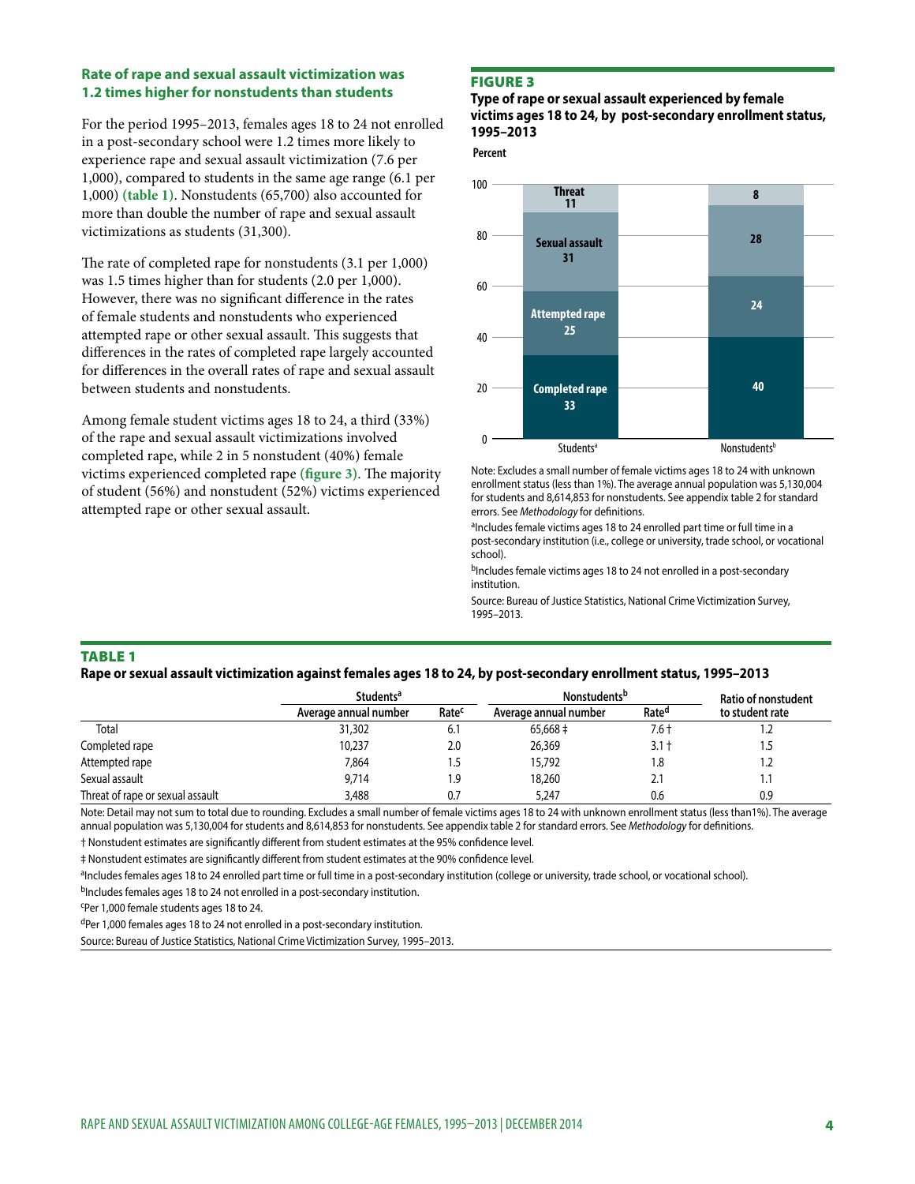### Rate of rape and sexual assault victimization was 1.2 times higher for nonstudents than students

For the period 1995–2013, females ages 18 to 24 not enrolled in a post-secondary school were 1.2 times more likely to experience rape and sexual assault victimization (7.6 per 1,000), compared to students in the same age range (6.1 per 1,000) **(table 1)**. Nonstudents (65,700) also accounted for more than double the number of rape and sexual assault victimizations as students (31,300).

The rate of completed rape for nonstudents (3.1 per 1,000) was 1.5 times higher than for students (2.0 per 1,000). However, there was no significant difference in the rates of female students and nonstudents who experienced attempted rape or other sexual assault. This suggests that differences in the rates of completed rape largely accounted for differences in the overall rates of rape and sexual assault between students and nonstudents.

Among female student victims ages 18 to 24, a third (33%) of the rape and sexual assault victimizations involved completed rape, while 2 in 5 nonstudent (40%) female victims experienced completed rape **(figure 3)**. The majority of student (56%) and nonstudent (52%) victims experienced attempted rape or other sexual assault.

**FIGURE 3**

**Type of rape or sexual assault experienced by female victims ages 18 to 24, by post-secondary enrollment status, 1995–2013**

Percent

| | Students[a] | Nonstudents[b] |
|---|---|---|
| Threat | 11 | 8 |
| Sexual assault | 31 | 28 |
| Attempted rape | 25 | 24 |
| Completed rape | 33 | 40 |

Note: Excludes a small number of female victims ages 18 to 24 with unknown enrollment status (less than 1%). The average annual population was 5,130,004 for students and 8,614,853 for nonstudents. See appendix table 2 for standard errors. See *Methodology* for definitions.

[a]Includes female victims ages 18 to 24 enrolled part time or full time in a post-secondary institution (i.e., college or university, trade school, or vocational school).

[b]Includes female victims ages 18 to 24 not enrolled in a post-secondary institution.

Source: Bureau of Justice Statistics, National Crime Victimization Survey, 1995–2013.

**TABLE 1**

**Rape or sexual assault victimization against females ages 18 to 24, by post-secondary enrollment status, 1995–2013**

| | Students[a] | | Nonstudents[b] | | Ratio of nonstudent to student rate |
|---|---|---|---|---|---|
| | Average annual number | Rate[c] | Average annual number | Rate[d] | |
| Total | 31,302 | 6.1 | 65,668 ‡ | 7.6 † | 1.2 |
| Completed rape | 10,237 | 2.0 | 26,369 | 3.1 † | 1.5 |
| Attempted rape | 7,864 | 1.5 | 15,792 | 1.8 | 1.2 |
| Sexual assault | 9,714 | 1.9 | 18,260 | 2.1 | 1.1 |
| Threat of rape or sexual assault | 3,488 | 0.7 | 5,247 | 0.6 | 0.9 |

Note: Detail may not sum to total due to rounding. Excludes a small number of female victims ages 18 to 24 with unknown enrollment status (less than1%). The average annual population was 5,130,004 for students and 8,614,853 for nonstudents. See appendix table 2 for standard errors. See *Methodology* for definitions.

† Nonstudent estimates are significantly different from student estimates at the 95% confidence level.

‡ Nonstudent estimates are significantly different from student estimates at the 90% confidence level.

[a]Includes females ages 18 to 24 enrolled part time or full time in a post-secondary institution (college or university, trade school, or vocational school).

[b]Includes females ages 18 to 24 not enrolled in a post-secondary institution.

[c]Per 1,000 female students ages 18 to 24.

[d]Per 1,000 females ages 18 to 24 not enrolled in a post-secondary institution.

Source: Bureau of Justice Statistics, National Crime Victimization Survey, 1995–2013.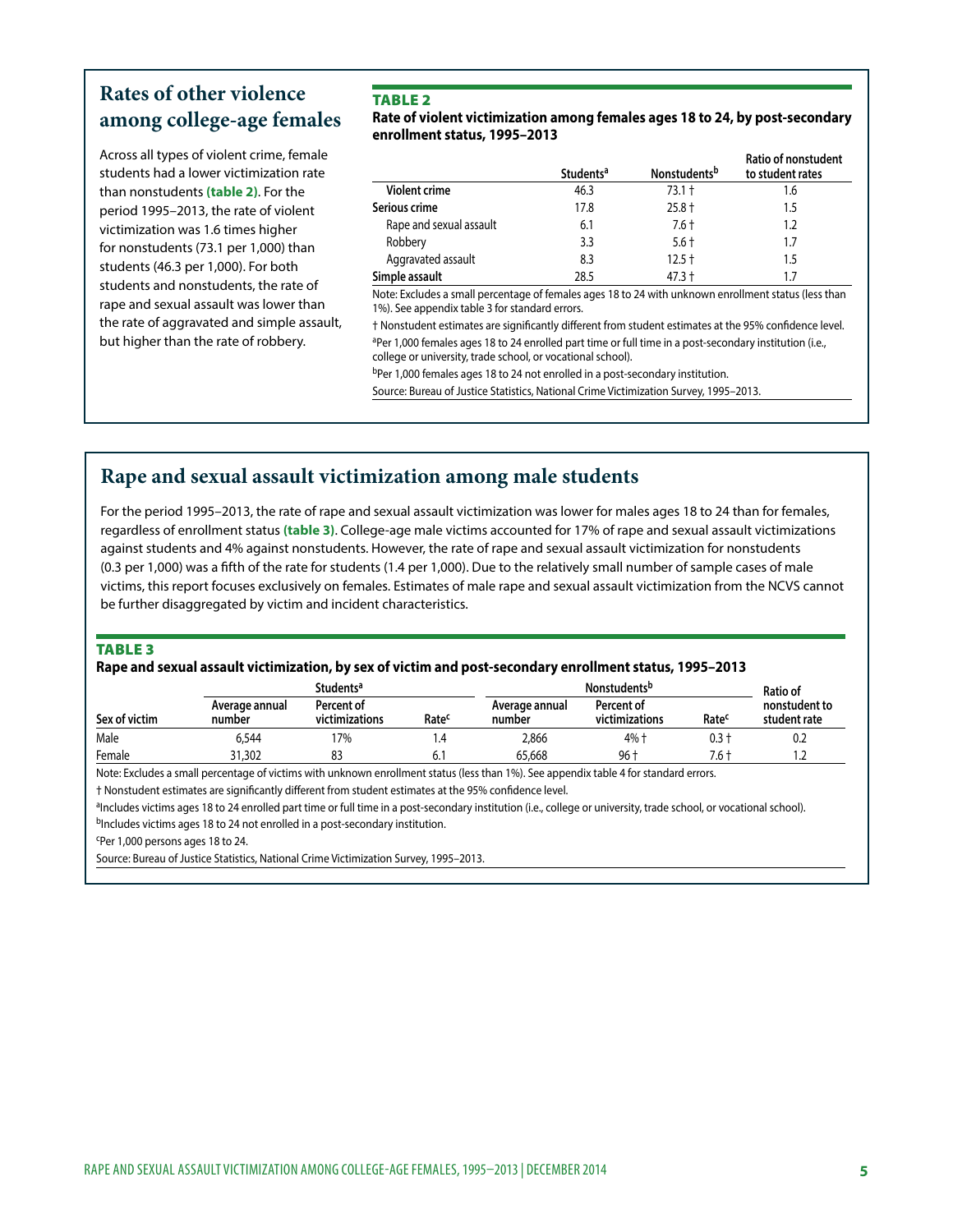## Rates of other violence among college-age females

Across all types of violent crime, female students had a lower victimization rate than nonstudents **(table 2)**. For the period 1995–2013, the rate of violent victimization was 1.6 times higher for nonstudents (73.1 per 1,000) than students (46.3 per 1,000). For both students and nonstudents, the rate of rape and sexual assault was lower than the rate of aggravated and simple assault, but higher than the rate of robbery.

**TABLE 2**

**Rate of violent victimization among females ages 18 to 24, by post-secondary enrollment status, 1995–2013**

| | Students[a] | Nonstudents[b] | Ratio of nonstudent to student rates |
|---|---|---|---|
| **Violent crime** | 46.3 | 73.1 † | 1.6 |
| **Serious crime** | 17.8 | 25.8 † | 1.5 |
| Rape and sexual assault | 6.1 | 7.6 † | 1.2 |
| Robbery | 3.3 | 5.6 † | 1.7 |
| Aggravated assault | 8.3 | 12.5 † | 1.5 |
| **Simple assault** | 28.5 | 47.3 † | 1.7 |

Note: Excludes a small percentage of females ages 18 to 24 with unknown enrollment status (less than 1%). See appendix table 3 for standard errors.

† Nonstudent estimates are significantly different from student estimates at the 95% confidence level.

[a]Per 1,000 females ages 18 to 24 enrolled part time or full time in a post-secondary institution (i.e., college or university, trade school, or vocational school).

[b]Per 1,000 females ages 18 to 24 not enrolled in a post-secondary institution.

Source: Bureau of Justice Statistics, National Crime Victimization Survey, 1995–2013.

## Rape and sexual assault victimization among male students

For the period 1995–2013, the rate of rape and sexual assault victimization was lower for males ages 18 to 24 than for females, regardless of enrollment status **(table 3)**. College-age male victims accounted for 17% of rape and sexual assault victimizations against students and 4% against nonstudents. However, the rate of rape and sexual assault victimization for nonstudents (0.3 per 1,000) was a fifth of the rate for students (1.4 per 1,000). Due to the relatively small number of sample cases of male victims, this report focuses exclusively on females. Estimates of male rape and sexual assault victimization from the NCVS cannot be further disaggregated by victim and incident characteristics.

**TABLE 3**

**Rape and sexual assault victimization, by sex of victim and post-secondary enrollment status, 1995–2013**

| | Students[a] | | | Nonstudents[b] | | | Ratio of nonstudent to student rate |
|---|---|---|---|---|---|---|---|
| Sex of victim | Average annual number | Percent of victimizations | Rate[c] | Average annual number | Percent of victimizations | Rate[c] | |
| Male | 6,544 | 17% | 1.4 | 2,866 | 4% † | 0.3 † | 0.2 |
| Female | 31,302 | 83 | 6.1 | 65,668 | 96 † | 7.6 † | 1.2 |

Note: Excludes a small percentage of victims with unknown enrollment status (less than 1%). See appendix table 4 for standard errors.

† Nonstudent estimates are significantly different from student estimates at the 95% confidence level.

[a]Includes victims ages 18 to 24 enrolled part time or full time in a post-secondary institution (i.e., college or university, trade school, or vocational school).

[b]Includes victims ages 18 to 24 not enrolled in a post-secondary institution.

[c]Per 1,000 persons ages 18 to 24.

Source: Bureau of Justice Statistics, National Crime Victimization Survey, 1995–2013.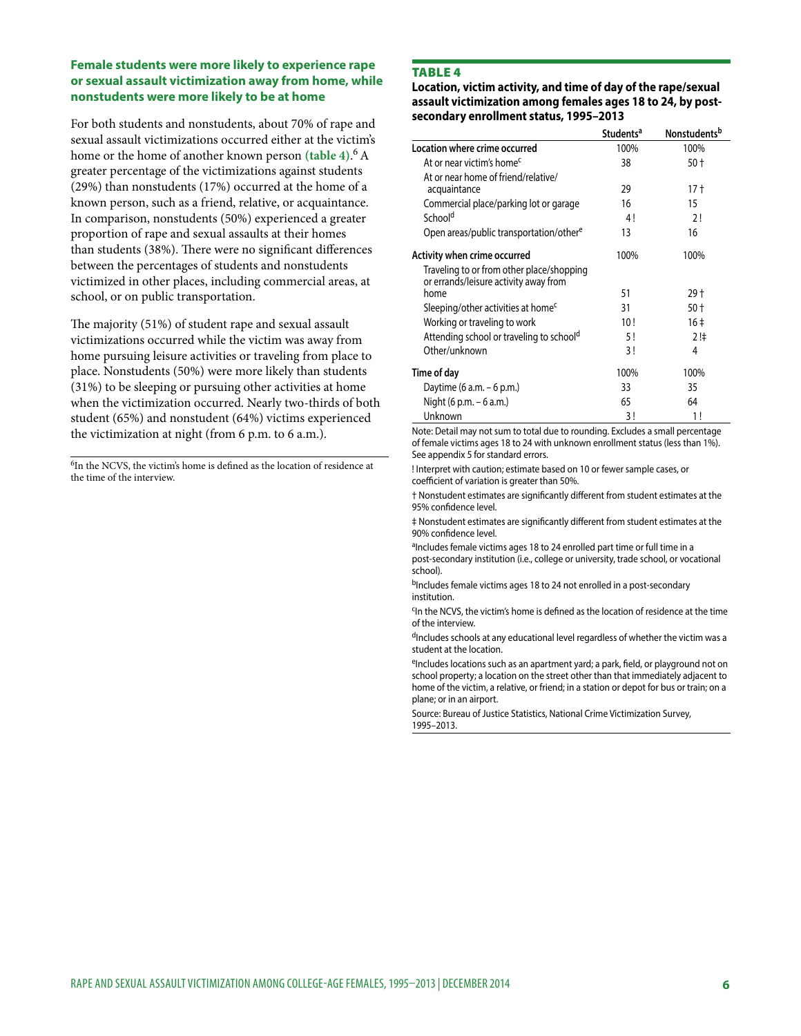### Female students were more likely to experience rape or sexual assault victimization away from home, while nonstudents were more likely to be at home

For both students and nonstudents, about 70% of rape and sexual assault victimizations occurred either at the victim's home or the home of another known person **(table 4)**.[6] A greater percentage of the victimizations against students (29%) than nonstudents (17%) occurred at the home of a known person, such as a friend, relative, or acquaintance. In comparison, nonstudents (50%) experienced a greater proportion of rape and sexual assaults at their homes than students (38%). There were no significant differences between the percentages of students and nonstudents victimized in other places, including commercial areas, at school, or on public transportation.

The majority (51%) of student rape and sexual assault victimizations occurred while the victim was away from home pursuing leisure activities or traveling from place to place. Nonstudents (50%) were more likely than students (31%) to be sleeping or pursuing other activities at home when the victimization occurred. Nearly two-thirds of both student (65%) and nonstudent (64%) victims experienced the victimization at night (from 6 p.m. to 6 a.m.).

[6]In the NCVS, the victim's home is defined as the location of residence at the time of the interview.

**TABLE 4**

**Location, victim activity, and time of day of the rape/sexual assault victimization among females ages 18 to 24, by post-secondary enrollment status, 1995–2013**

| | Students[a] | Nonstudents[b] |
|---|---|---|
| **Location where crime occurred** | 100% | 100% |
| At or near victim's home[c] | 38 | 50 † |
| At or near home of friend/relative/acquaintance | 29 | 17 † |
| Commercial place/parking lot or garage | 16 | 15 |
| School[d] | 4 ! | 2 ! |
| Open areas/public transportation/other[e] | 13 | 16 |
| **Activity when crime occurred** | 100% | 100% |
| Traveling to or from other place/shopping or errands/leisure activity away from home | 51 | 29 † |
| Sleeping/other activities at home[c] | 31 | 50 † |
| Working or traveling to work | 10 ! | 16 ‡ |
| Attending school or traveling to school[d] | 5 ! | 2 !‡ |
| Other/unknown | 3 ! | 4 |
| **Time of day** | 100% | 100% |
| Daytime (6 a.m. – 6 p.m.) | 33 | 35 |
| Night (6 p.m. – 6 a.m.) | 65 | 64 |
| Unknown | 3 ! | 1 ! |

Note: Detail may not sum to total due to rounding. Excludes a small percentage of female victims ages 18 to 24 with unknown enrollment status (less than 1%). See appendix 5 for standard errors.

! Interpret with caution; estimate based on 10 or fewer sample cases, or coefficient of variation is greater than 50%.

† Nonstudent estimates are significantly different from student estimates at the 95% confidence level.

‡ Nonstudent estimates are significantly different from student estimates at the 90% confidence level.

[a]Includes female victims ages 18 to 24 enrolled part time or full time in a post-secondary institution (i.e., college or university, trade school, or vocational school).

[b]Includes female victims ages 18 to 24 not enrolled in a post-secondary institution.

[c]In the NCVS, the victim's home is defined as the location of residence at the time of the interview.

[d]Includes schools at any educational level regardless of whether the victim was a student at the location.

[e]Includes locations such as an apartment yard; a park, field, or playground not on school property; a location on the street other than that immediately adjacent to home of the victim, a relative, or friend; in a station or depot for bus or train; on a plane; or in an airport.

Source: Bureau of Justice Statistics, National Crime Victimization Survey, 1995–2013.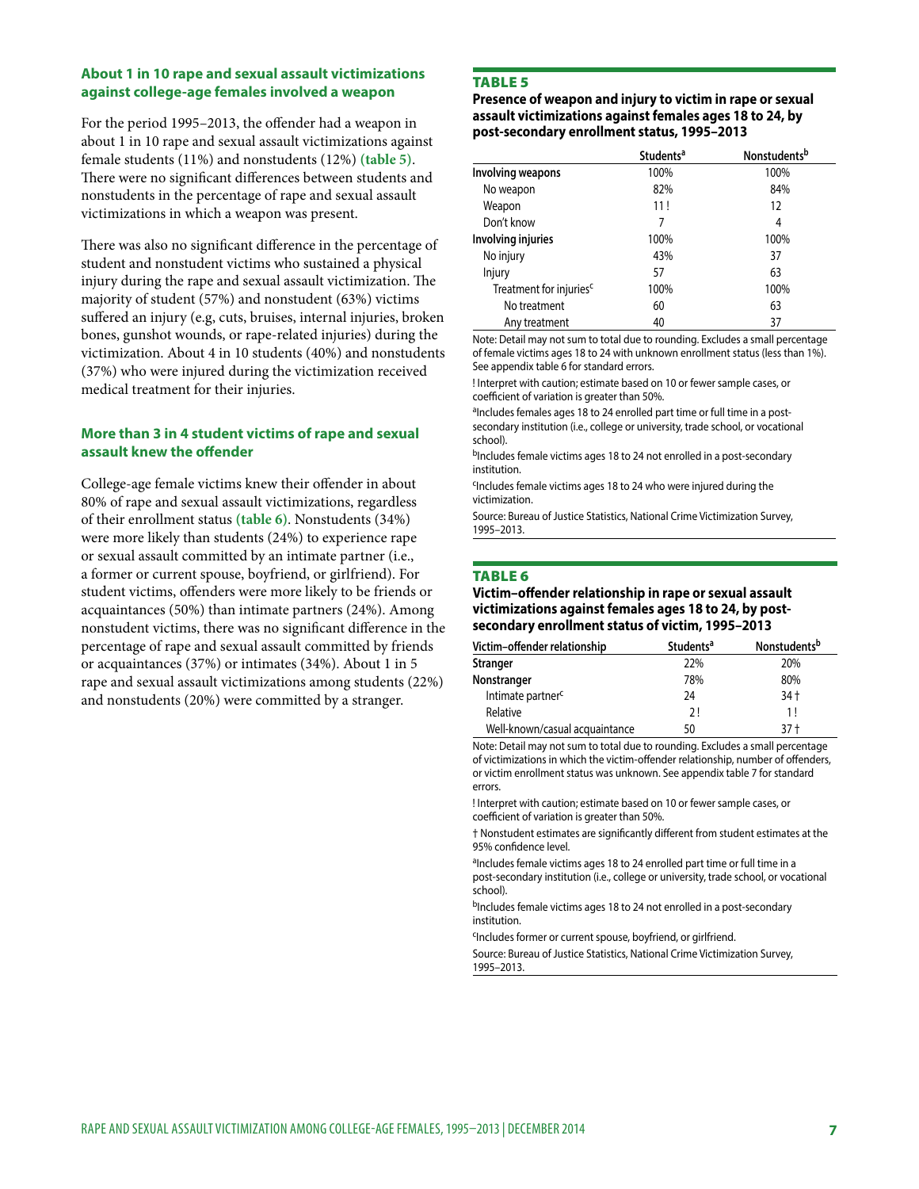### About 1 in 10 rape and sexual assault victimizations against college-age females involved a weapon

For the period 1995–2013, the offender had a weapon in about 1 in 10 rape and sexual assault victimizations against female students (11%) and nonstudents (12%) **(table 5)**. There were no significant differences between students and nonstudents in the percentage of rape and sexual assault victimizations in which a weapon was present.

There was also no significant difference in the percentage of student and nonstudent victims who sustained a physical injury during the rape and sexual assault victimization. The majority of student (57%) and nonstudent (63%) victims suffered an injury (e.g, cuts, bruises, internal injuries, broken bones, gunshot wounds, or rape-related injuries) during the victimization. About 4 in 10 students (40%) and nonstudents (37%) who were injured during the victimization received medical treatment for their injuries.

### More than 3 in 4 student victims of rape and sexual assault knew the offender

College-age female victims knew their offender in about 80% of rape and sexual assault victimizations, regardless of their enrollment status **(table 6)**. Nonstudents (34%) were more likely than students (24%) to experience rape or sexual assault committed by an intimate partner (i.e., a former or current spouse, boyfriend, or girlfriend). For student victims, offenders were more likely to be friends or acquaintances (50%) than intimate partners (24%). Among nonstudent victims, there was no significant difference in the percentage of rape and sexual assault committed by friends or acquaintances (37%) or intimates (34%). About 1 in 5 rape and sexual assault victimizations among students (22%) and nonstudents (20%) were committed by a stranger.

**TABLE 5**

**Presence of weapon and injury to victim in rape or sexual assault victimizations against females ages 18 to 24, by post-secondary enrollment status, 1995–2013**

| | Students[a] | Nonstudents[b] |
|---|---|---|
| **Involving weapons** | 100% | 100% |
| No weapon | 82% | 84% |
| Weapon | 11 ! | 12 |
| Don't know | 7 | 4 |
| **Involving injuries** | 100% | 100% |
| No injury | 43% | 37 |
| Injury | 57 | 63 |
| Treatment for injuries[c] | 100% | 100% |
| No treatment | 60 | 63 |
| Any treatment | 40 | 37 |

Note: Detail may not sum to total due to rounding. Excludes a small percentage of female victims ages 18 to 24 with unknown enrollment status (less than 1%). See appendix table 6 for standard errors.

! Interpret with caution; estimate based on 10 or fewer sample cases, or coefficient of variation is greater than 50%.

[a]Includes females ages 18 to 24 enrolled part time or full time in a post-secondary institution (i.e., college or university, trade school, or vocational school).

[b]Includes female victims ages 18 to 24 not enrolled in a post-secondary institution.

[c]Includes female victims ages 18 to 24 who were injured during the victimization.

Source: Bureau of Justice Statistics, National Crime Victimization Survey, 1995–2013.

**TABLE 6**

**Victim–offender relationship in rape or sexual assault victimizations against females ages 18 to 24, by post-secondary enrollment status of victim, 1995–2013**

| Victim–offender relationship | Students[a] | Nonstudents[b] |
|---|---|---|
| **Stranger** | 22% | 20% |
| **Nonstranger** | 78% | 80% |
| Intimate partner[c] | 24 | 34 † |
| Relative | 2 ! | 1 ! |
| Well-known/casual acquaintance | 50 | 37 † |

Note: Detail may not sum to total due to rounding. Excludes a small percentage of victimizations in which the victim-offender relationship, number of offenders, or victim enrollment status was unknown. See appendix table 7 for standard errors.

! Interpret with caution; estimate based on 10 or fewer sample cases, or coefficient of variation is greater than 50%.

† Nonstudent estimates are significantly different from student estimates at the 95% confidence level.

[a]Includes female victims ages 18 to 24 enrolled part time or full time in a post-secondary institution (i.e., college or university, trade school, or vocational school).

[b]Includes female victims ages 18 to 24 not enrolled in a post-secondary institution.

[c]Includes former or current spouse, boyfriend, or girlfriend.

Source: Bureau of Justice Statistics, National Crime Victimization Survey, 1995–2013.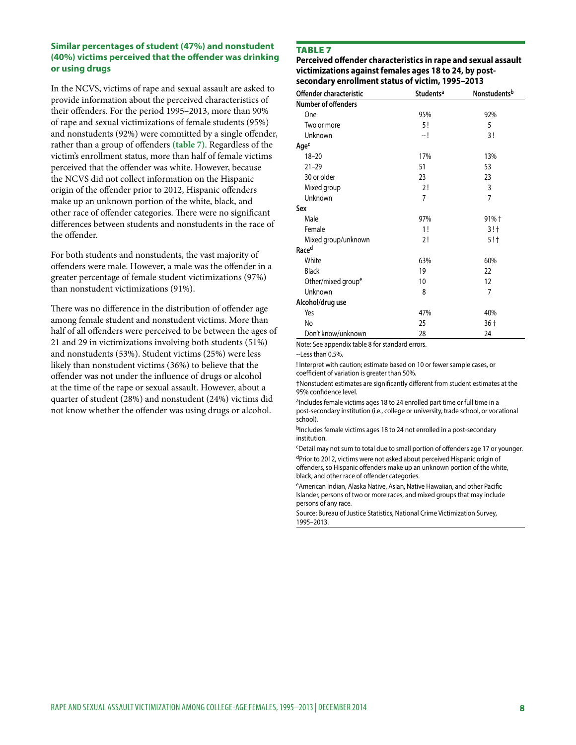### Similar percentages of student (47%) and nonstudent (40%) victims perceived that the offender was drinking or using drugs

In the NCVS, victims of rape and sexual assault are asked to provide information about the perceived characteristics of their offenders. For the period 1995–2013, more than 90% of rape and sexual victimizations of female students (95%) and nonstudents (92%) were committed by a single offender, rather than a group of offenders (table 7). Regardless of the victim's enrollment status, more than half of female victims perceived that the offender was white. However, because the NCVS did not collect information on the Hispanic origin of the offender prior to 2012, Hispanic offenders make up an unknown portion of the white, black, and other race of offender categories. There were no significant differences between students and nonstudents in the race of the offender.

For both students and nonstudents, the vast majority of offenders were male. However, a male was the offender in a greater percentage of female student victimizations (97%) than nonstudent victimizations (91%).

There was no difference in the distribution of offender age among female student and nonstudent victims. More than half of all offenders were perceived to be between the ages of 21 and 29 in victimizations involving both students (51%) and nonstudents (53%). Student victims (25%) were less likely than nonstudent victims (36%) to believe that the offender was not under the influence of drugs or alcohol at the time of the rape or sexual assault. However, about a quarter of student (28%) and nonstudent (24%) victims did not know whether the offender was using drugs or alcohol.

**TABLE 7**

**Perceived offender characteristics in rape and sexual assault victimizations against females ages 18 to 24, by post-secondary enrollment status of victim, 1995–2013**

| Offender characteristic | Students[a] | Nonstudents[b] |
|---|---|---|
| **Number of offenders** | | |
| One | 95% | 92% |
| Two or more | 5 ! | 5 |
| Unknown | -- ! | 3 ! |
| **Age[c]** | | |
| 18–20 | 17% | 13% |
| 21–29 | 51 | 53 |
| 30 or older | 23 | 23 |
| Mixed group | 2 ! | 3 |
| Unknown | 7 | 7 |
| **Sex** | | |
| Male | 97% | 91% † |
| Female | 1 ! | 3 ! † |
| Mixed group/unknown | 2 ! | 5 ! † |
| **Race[d]** | | |
| White | 63% | 60% |
| Black | 19 | 22 |
| Other/mixed group[e] | 10 | 12 |
| Unknown | 8 | 7 |
| **Alcohol/drug use** | | |
| Yes | 47% | 40% |
| No | 25 | 36 † |
| Don't know/unknown | 28 | 24 |

Note: See appendix table 8 for standard errors.

--Less than 0.5%.

! Interpret with caution; estimate based on 10 or fewer sample cases, or coefficient of variation is greater than 50%.

†Nonstudent estimates are significantly different from student estimates at the 95% confidence level.

[a]Includes female victims ages 18 to 24 enrolled part time or full time in a post-secondary institution (i.e., college or university, trade school, or vocational school).

[b]Includes female victims ages 18 to 24 not enrolled in a post-secondary institution.

[c]Detail may not sum to total due to small portion of offenders age 17 or younger.

[d]Prior to 2012, victims were not asked about perceived Hispanic origin of offenders, so Hispanic offenders make up an unknown portion of the white, black, and other race of offender categories.

[e]American Indian, Alaska Native, Asian, Native Hawaiian, and other Pacific Islander, persons of two or more races, and mixed groups that may include persons of any race.

Source: Bureau of Justice Statistics, National Crime Victimization Survey, 1995–2013.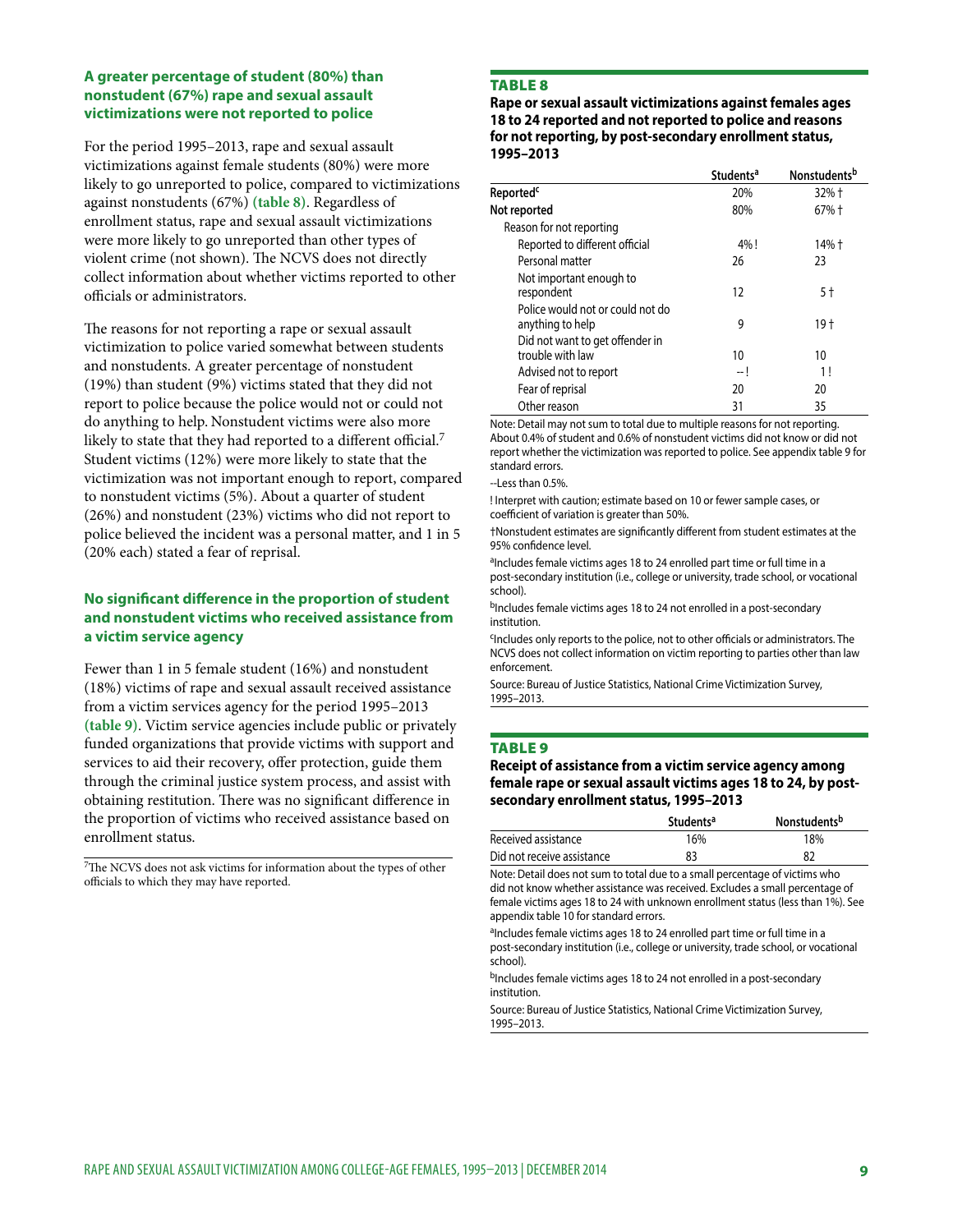### A greater percentage of student (80%) than nonstudent (67%) rape and sexual assault victimizations were not reported to police

For the period 1995–2013, rape and sexual assault victimizations against female students (80%) were more likely to go unreported to police, compared to victimizations against nonstudents (67%) **(table 8)**. Regardless of enrollment status, rape and sexual assault victimizations were more likely to go unreported than other types of violent crime (not shown). The NCVS does not directly collect information about whether victims reported to other officials or administrators.

The reasons for not reporting a rape or sexual assault victimization to police varied somewhat between students and nonstudents. A greater percentage of nonstudent (19%) than student (9%) victims stated that they did not report to police because the police would not or could not do anything to help. Nonstudent victims were also more likely to state that they had reported to a different official.[7] Student victims (12%) were more likely to state that the victimization was not important enough to report, compared to nonstudent victims (5%). About a quarter of student (26%) and nonstudent (23%) victims who did not report to police believed the incident was a personal matter, and 1 in 5 (20% each) stated a fear of reprisal.

### No significant difference in the proportion of student and nonstudent victims who received assistance from a victim service agency

Fewer than 1 in 5 female student (16%) and nonstudent (18%) victims of rape and sexual assault received assistance from a victim services agency for the period 1995–2013 **(table 9)**. Victim service agencies include public or privately funded organizations that provide victims with support and services to aid their recovery, offer protection, guide them through the criminal justice system process, and assist with obtaining restitution. There was no significant difference in the proportion of victims who received assistance based on enrollment status.

[7]The NCVS does not ask victims for information about the types of other officials to which they may have reported.

**TABLE 8**

**Rape or sexual assault victimizations against females ages 18 to 24 reported and not reported to police and reasons for not reporting, by post-secondary enrollment status, 1995–2013**

| | Students[a] | Nonstudents[b] |
|---|---|---|
| **Reported**[c] | 20% | 32% † |
| **Not reported** | 80% | 67% † |
| Reason for not reporting | | |
| Reported to different official | 4% ! | 14% † |
| Personal matter | 26 | 23 |
| Not important enough to respondent | 12 | 5 † |
| Police would not or could not do anything to help | 9 | 19 † |
| Did not want to get offender in trouble with law | 10 | 10 |
| Advised not to report | -- ! | 1 ! |
| Fear of reprisal | 20 | 20 |
| Other reason | 31 | 35 |

Note: Detail may not sum to total due to multiple reasons for not reporting. About 0.4% of student and 0.6% of nonstudent victims did not know or did not report whether the victimization was reported to police. See appendix table 9 for standard errors.

--Less than 0.5%.

! Interpret with caution; estimate based on 10 or fewer sample cases, or coefficient of variation is greater than 50%.

†Nonstudent estimates are significantly different from student estimates at the 95% confidence level.

[a]Includes female victims ages 18 to 24 enrolled part time or full time in a post-secondary institution (i.e., college or university, trade school, or vocational school).

[b]Includes female victims ages 18 to 24 not enrolled in a post-secondary institution.

[c]Includes only reports to the police, not to other officials or administrators. The NCVS does not collect information on victim reporting to parties other than law enforcement.

Source: Bureau of Justice Statistics, National Crime Victimization Survey, 1995–2013.

**TABLE 9**

**Receipt of assistance from a victim service agency among female rape or sexual assault victims ages 18 to 24, by post-secondary enrollment status, 1995–2013**

| | Students[a] | Nonstudents[b] |
|---|---|---|
| Received assistance | 16% | 18% |
| Did not receive assistance | 83 | 82 |

Note: Detail does not sum to total due to a small percentage of victims who did not know whether assistance was received. Excludes a small percentage of female victims ages 18 to 24 with unknown enrollment status (less than 1%). See appendix table 10 for standard errors.

[a]Includes female victims ages 18 to 24 enrolled part time or full time in a post-secondary institution (i.e., college or university, trade school, or vocational school).

[b]Includes female victims ages 18 to 24 not enrolled in a post-secondary institution.

Source: Bureau of Justice Statistics, National Crime Victimization Survey, 1995–2013.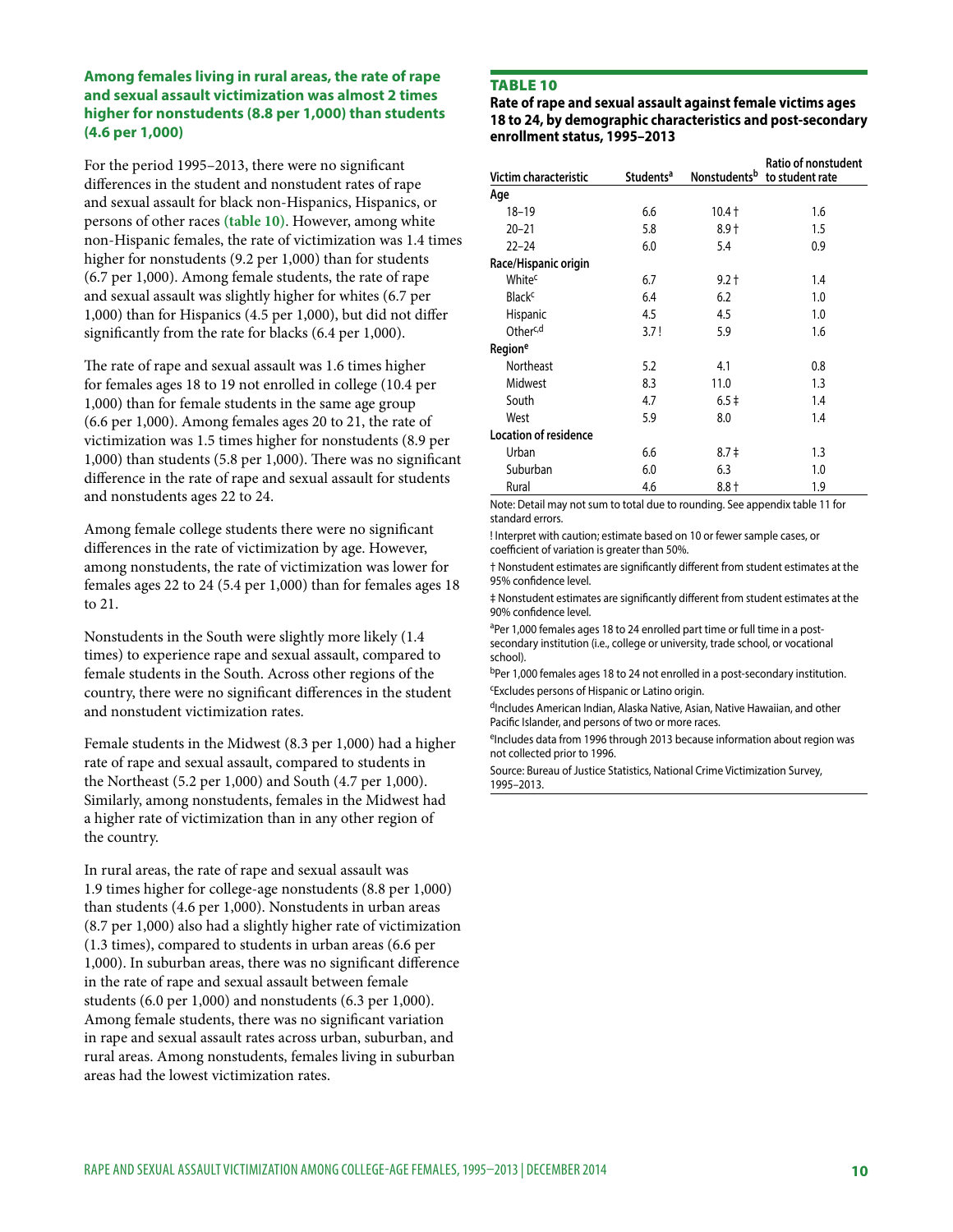**Among females living in rural areas, the rate of rape and sexual assault victimization was almost 2 times higher for nonstudents (8.8 per 1,000) than students (4.6 per 1,000)**

For the period 1995–2013, there were no significant differences in the student and nonstudent rates of rape and sexual assault for black non-Hispanics, Hispanics, or persons of other races **(table 10)**. However, among white non-Hispanic females, the rate of victimization was 1.4 times higher for nonstudents (9.2 per 1,000) than for students (6.7 per 1,000). Among female students, the rate of rape and sexual assault was slightly higher for whites (6.7 per 1,000) than for Hispanics (4.5 per 1,000), but did not differ significantly from the rate for blacks (6.4 per 1,000).

The rate of rape and sexual assault was 1.6 times higher for females ages 18 to 19 not enrolled in college (10.4 per 1,000) than for female students in the same age group (6.6 per 1,000). Among females ages 20 to 21, the rate of victimization was 1.5 times higher for nonstudents (8.9 per 1,000) than students (5.8 per 1,000). There was no significant difference in the rate of rape and sexual assault for students and nonstudents ages 22 to 24.

Among female college students there were no significant differences in the rate of victimization by age. However, among nonstudents, the rate of victimization was lower for females ages 22 to 24 (5.4 per 1,000) than for females ages 18 to 21.

Nonstudents in the South were slightly more likely (1.4 times) to experience rape and sexual assault, compared to female students in the South. Across other regions of the country, there were no significant differences in the student and nonstudent victimization rates.

Female students in the Midwest (8.3 per 1,000) had a higher rate of rape and sexual assault, compared to students in the Northeast (5.2 per 1,000) and South (4.7 per 1,000). Similarly, among nonstudents, females in the Midwest had a higher rate of victimization than in any other region of the country.

In rural areas, the rate of rape and sexual assault was 1.9 times higher for college-age nonstudents (8.8 per 1,000) than students (4.6 per 1,000). Nonstudents in urban areas (8.7 per 1,000) also had a slightly higher rate of victimization (1.3 times), compared to students in urban areas (6.6 per 1,000). In suburban areas, there was no significant difference in the rate of rape and sexual assault between female students (6.0 per 1,000) and nonstudents (6.3 per 1,000). Among female students, there was no significant variation in rape and sexual assault rates across urban, suburban, and rural areas. Among nonstudents, females living in suburban areas had the lowest victimization rates.

**TABLE 10**

**Rate of rape and sexual assault against female victims ages 18 to 24, by demographic characteristics and post-secondary enrollment status, 1995–2013**

| Victim characteristic | Students[a] | Nonstudents[b] | Ratio of nonstudent to student rate |
|---|---|---|---|
| **Age** | | | |
| 18–19 | 6.6 | 10.4 † | 1.6 |
| 20–21 | 5.8 | 8.9 † | 1.5 |
| 22–24 | 6.0 | 5.4 | 0.9 |
| **Race/Hispanic origin** | | | |
| White[c] | 6.7 | 9.2 † | 1.4 |
| Black[c] | 6.4 | 6.2 | 1.0 |
| Hispanic | 4.5 | 4.5 | 1.0 |
| Other[c,d] | 3.7 ! | 5.9 | 1.6 |
| **Region[e]** | | | |
| Northeast | 5.2 | 4.1 | 0.8 |
| Midwest | 8.3 | 11.0 | 1.3 |
| South | 4.7 | 6.5 ‡ | 1.4 |
| West | 5.9 | 8.0 | 1.4 |
| **Location of residence** | | | |
| Urban | 6.6 | 8.7 ‡ | 1.3 |
| Suburban | 6.0 | 6.3 | 1.0 |
| Rural | 4.6 | 8.8 † | 1.9 |

Note: Detail may not sum to total due to rounding. See appendix table 11 for standard errors.

! Interpret with caution; estimate based on 10 or fewer sample cases, or coefficient of variation is greater than 50%.

† Nonstudent estimates are significantly different from student estimates at the 95% confidence level.

‡ Nonstudent estimates are significantly different from student estimates at the 90% confidence level.

[a]Per 1,000 females ages 18 to 24 enrolled part time or full time in a post-secondary institution (i.e., college or university, trade school, or vocational school).

[b]Per 1,000 females ages 18 to 24 not enrolled in a post-secondary institution.

[c]Excludes persons of Hispanic or Latino origin.

[d]Includes American Indian, Alaska Native, Asian, Native Hawaiian, and other Pacific Islander, and persons of two or more races.

[e]Includes data from 1996 through 2013 because information about region was not collected prior to 1996.

Source: Bureau of Justice Statistics, National Crime Victimization Survey, 1995–2013.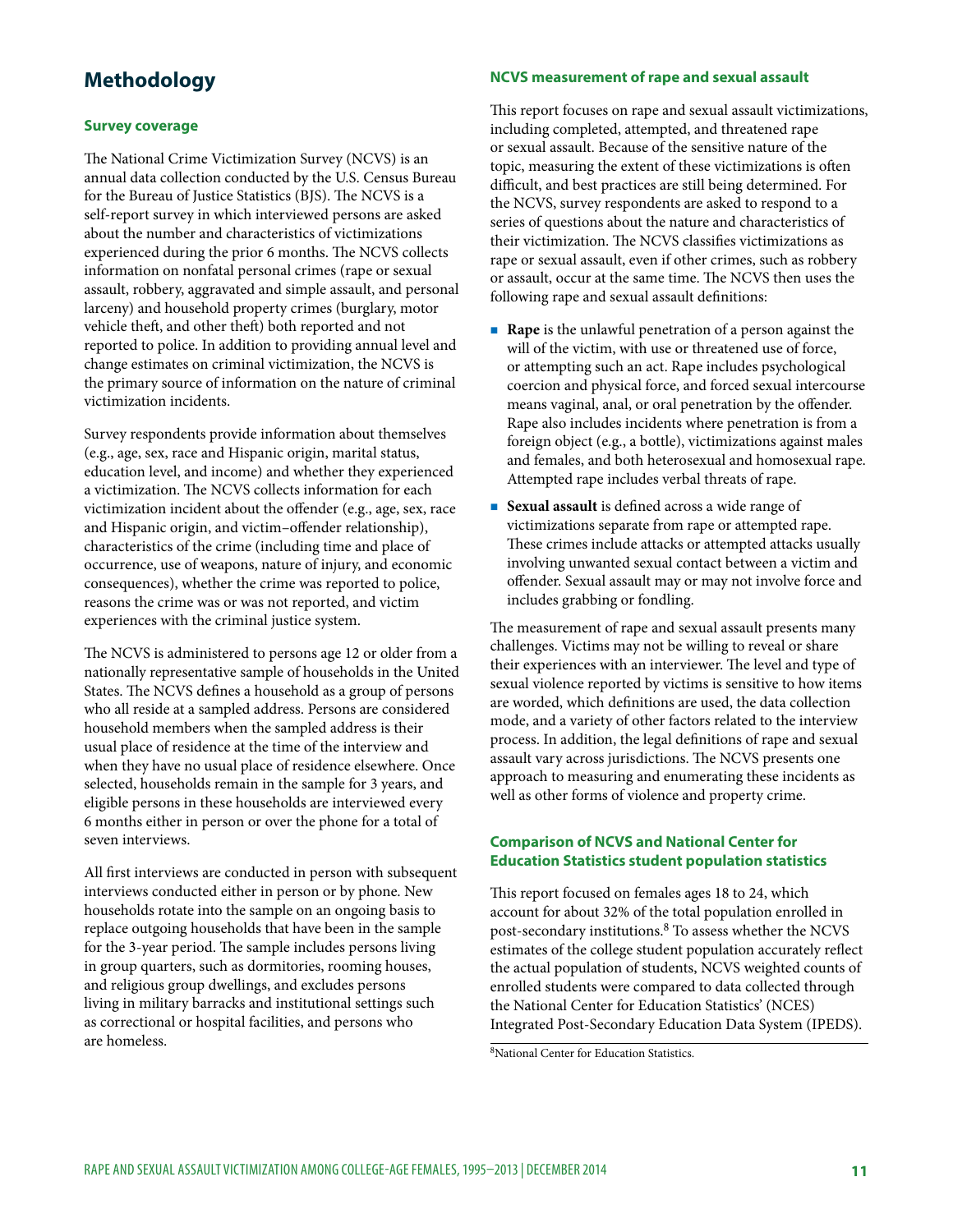# Methodology

### Survey coverage

The National Crime Victimization Survey (NCVS) is an annual data collection conducted by the U.S. Census Bureau for the Bureau of Justice Statistics (BJS). The NCVS is a self-report survey in which interviewed persons are asked about the number and characteristics of victimizations experienced during the prior 6 months. The NCVS collects information on nonfatal personal crimes (rape or sexual assault, robbery, aggravated and simple assault, and personal larceny) and household property crimes (burglary, motor vehicle theft, and other theft) both reported and not reported to police. In addition to providing annual level and change estimates on criminal victimization, the NCVS is the primary source of information on the nature of criminal victimization incidents.

Survey respondents provide information about themselves (e.g., age, sex, race and Hispanic origin, marital status, education level, and income) and whether they experienced a victimization. The NCVS collects information for each victimization incident about the offender (e.g., age, sex, race and Hispanic origin, and victim–offender relationship), characteristics of the crime (including time and place of occurrence, use of weapons, nature of injury, and economic consequences), whether the crime was reported to police, reasons the crime was or was not reported, and victim experiences with the criminal justice system.

The NCVS is administered to persons age 12 or older from a nationally representative sample of households in the United States. The NCVS defines a household as a group of persons who all reside at a sampled address. Persons are considered household members when the sampled address is their usual place of residence at the time of the interview and when they have no usual place of residence elsewhere. Once selected, households remain in the sample for 3 years, and eligible persons in these households are interviewed every 6 months either in person or over the phone for a total of seven interviews.

All first interviews are conducted in person with subsequent interviews conducted either in person or by phone. New households rotate into the sample on an ongoing basis to replace outgoing households that have been in the sample for the 3-year period. The sample includes persons living in group quarters, such as dormitories, rooming houses, and religious group dwellings, and excludes persons living in military barracks and institutional settings such as correctional or hospital facilities, and persons who are homeless.

### NCVS measurement of rape and sexual assault

This report focuses on rape and sexual assault victimizations, including completed, attempted, and threatened rape or sexual assault. Because of the sensitive nature of the topic, measuring the extent of these victimizations is often difficult, and best practices are still being determined. For the NCVS, survey respondents are asked to respond to a series of questions about the nature and characteristics of their victimization. The NCVS classifies victimizations as rape or sexual assault, even if other crimes, such as robbery or assault, occur at the same time. The NCVS then uses the following rape and sexual assault definitions:

- **Rape** is the unlawful penetration of a person against the will of the victim, with use or threatened use of force, or attempting such an act. Rape includes psychological coercion and physical force, and forced sexual intercourse means vaginal, anal, or oral penetration by the offender. Rape also includes incidents where penetration is from a foreign object (e.g., a bottle), victimizations against males and females, and both heterosexual and homosexual rape. Attempted rape includes verbal threats of rape.
- **Sexual assault** is defined across a wide range of victimizations separate from rape or attempted rape. These crimes include attacks or attempted attacks usually involving unwanted sexual contact between a victim and offender. Sexual assault may or may not involve force and includes grabbing or fondling.

The measurement of rape and sexual assault presents many challenges. Victims may not be willing to reveal or share their experiences with an interviewer. The level and type of sexual violence reported by victims is sensitive to how items are worded, which definitions are used, the data collection mode, and a variety of other factors related to the interview process. In addition, the legal definitions of rape and sexual assault vary across jurisdictions. The NCVS presents one approach to measuring and enumerating these incidents as well as other forms of violence and property crime.

### Comparison of NCVS and National Center for Education Statistics student population statistics

This report focused on females ages 18 to 24, which account for about 32% of the total population enrolled in post-secondary institutions.[8] To assess whether the NCVS estimates of the college student population accurately reflect the actual population of students, NCVS weighted counts of enrolled students were compared to data collected through the National Center for Education Statistics' (NCES) Integrated Post-Secondary Education Data System (IPEDS).

[8] National Center for Education Statistics.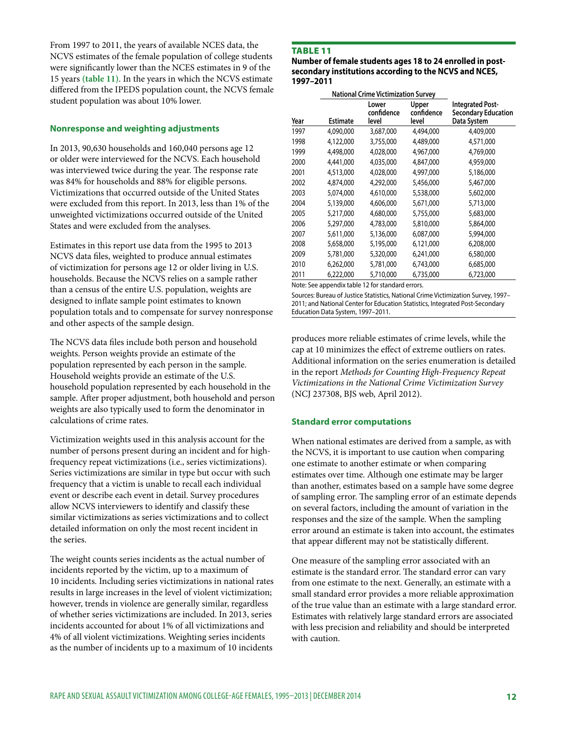From 1997 to 2011, the years of available NCES data, the NCVS estimates of the female population of college students were significantly lower than the NCES estimates in 9 of the 15 years (**table 11**). In the years in which the NCVS estimate differed from the IPEDS population count, the NCVS female student population was about 10% lower.

### Nonresponse and weighting adjustments

In 2013, 90,630 households and 160,040 persons age 12 or older were interviewed for the NCVS. Each household was interviewed twice during the year. The response rate was 84% for households and 88% for eligible persons. Victimizations that occurred outside of the United States were excluded from this report. In 2013, less than 1% of the unweighted victimizations occurred outside of the United States and were excluded from the analyses.

Estimates in this report use data from the 1995 to 2013 NCVS data files, weighted to produce annual estimates of victimization for persons age 12 or older living in U.S. households. Because the NCVS relies on a sample rather than a census of the entire U.S. population, weights are designed to inflate sample point estimates to known population totals and to compensate for survey nonresponse and other aspects of the sample design.

The NCVS data files include both person and household weights. Person weights provide an estimate of the population represented by each person in the sample. Household weights provide an estimate of the U.S. household population represented by each household in the sample. After proper adjustment, both household and person weights are also typically used to form the denominator in calculations of crime rates.

Victimization weights used in this analysis account for the number of persons present during an incident and for high-frequency repeat victimizations (i.e., series victimizations). Series victimizations are similar in type but occur with such frequency that a victim is unable to recall each individual event or describe each event in detail. Survey procedures allow NCVS interviewers to identify and classify these similar victimizations as series victimizations and to collect detailed information on only the most recent incident in the series.

The weight counts series incidents as the actual number of incidents reported by the victim, up to a maximum of 10 incidents. Including series victimizations in national rates results in large increases in the level of violent victimization; however, trends in violence are generally similar, regardless of whether series victimizations are included. In 2013, series incidents accounted for about 1% of all victimizations and 4% of all violent victimizations. Weighting series incidents as the number of incidents up to a maximum of 10 incidents produces more reliable estimates of crime levels, while the cap at 10 minimizes the effect of extreme outliers on rates. Additional information on the series enumeration is detailed in the report *Methods for Counting High-Frequency Repeat Victimizations in the National Crime Victimization Survey* (NCJ 237308, BJS web, April 2012).

**TABLE 11**
**Number of female students ages 18 to 24 enrolled in post-secondary institutions according to the NCVS and NCES, 1997–2011**

| | National Crime Victimization Survey | | | |
|---|---|---|---|---|
| Year | Estimate | Lower confidence level | Upper confidence level | Integrated Post-Secondary Education Data System |
| 1997 | 4,090,000 | 3,687,000 | 4,494,000 | 4,409,000 |
| 1998 | 4,122,000 | 3,755,000 | 4,489,000 | 4,571,000 |
| 1999 | 4,498,000 | 4,028,000 | 4,967,000 | 4,769,000 |
| 2000 | 4,441,000 | 4,035,000 | 4,847,000 | 4,959,000 |
| 2001 | 4,513,000 | 4,028,000 | 4,997,000 | 5,186,000 |
| 2002 | 4,874,000 | 4,292,000 | 5,456,000 | 5,467,000 |
| 2003 | 5,074,000 | 4,610,000 | 5,538,000 | 5,602,000 |
| 2004 | 5,139,000 | 4,606,000 | 5,671,000 | 5,713,000 |
| 2005 | 5,217,000 | 4,680,000 | 5,755,000 | 5,683,000 |
| 2006 | 5,297,000 | 4,783,000 | 5,810,000 | 5,864,000 |
| 2007 | 5,611,000 | 5,136,000 | 6,087,000 | 5,994,000 |
| 2008 | 5,658,000 | 5,195,000 | 6,121,000 | 6,208,000 |
| 2009 | 5,781,000 | 5,320,000 | 6,241,000 | 6,580,000 |
| 2010 | 6,262,000 | 5,781,000 | 6,743,000 | 6,685,000 |
| 2011 | 6,222,000 | 5,710,000 | 6,735,000 | 6,723,000 |

Note: See appendix table 12 for standard errors.

Sources: Bureau of Justice Statistics, National Crime Victimization Survey, 1997–2011; and National Center for Education Statistics, Integrated Post-Secondary Education Data System, 1997–2011.

### Standard error computations

When national estimates are derived from a sample, as with the NCVS, it is important to use caution when comparing one estimate to another estimate or when comparing estimates over time. Although one estimate may be larger than another, estimates based on a sample have some degree of sampling error. The sampling error of an estimate depends on several factors, including the amount of variation in the responses and the size of the sample. When the sampling error around an estimate is taken into account, the estimates that appear different may not be statistically different.

One measure of the sampling error associated with an estimate is the standard error. The standard error can vary from one estimate to the next. Generally, an estimate with a small standard error provides a more reliable approximation of the true value than an estimate with a large standard error. Estimates with relatively large standard errors are associated with less precision and reliability and should be interpreted with caution.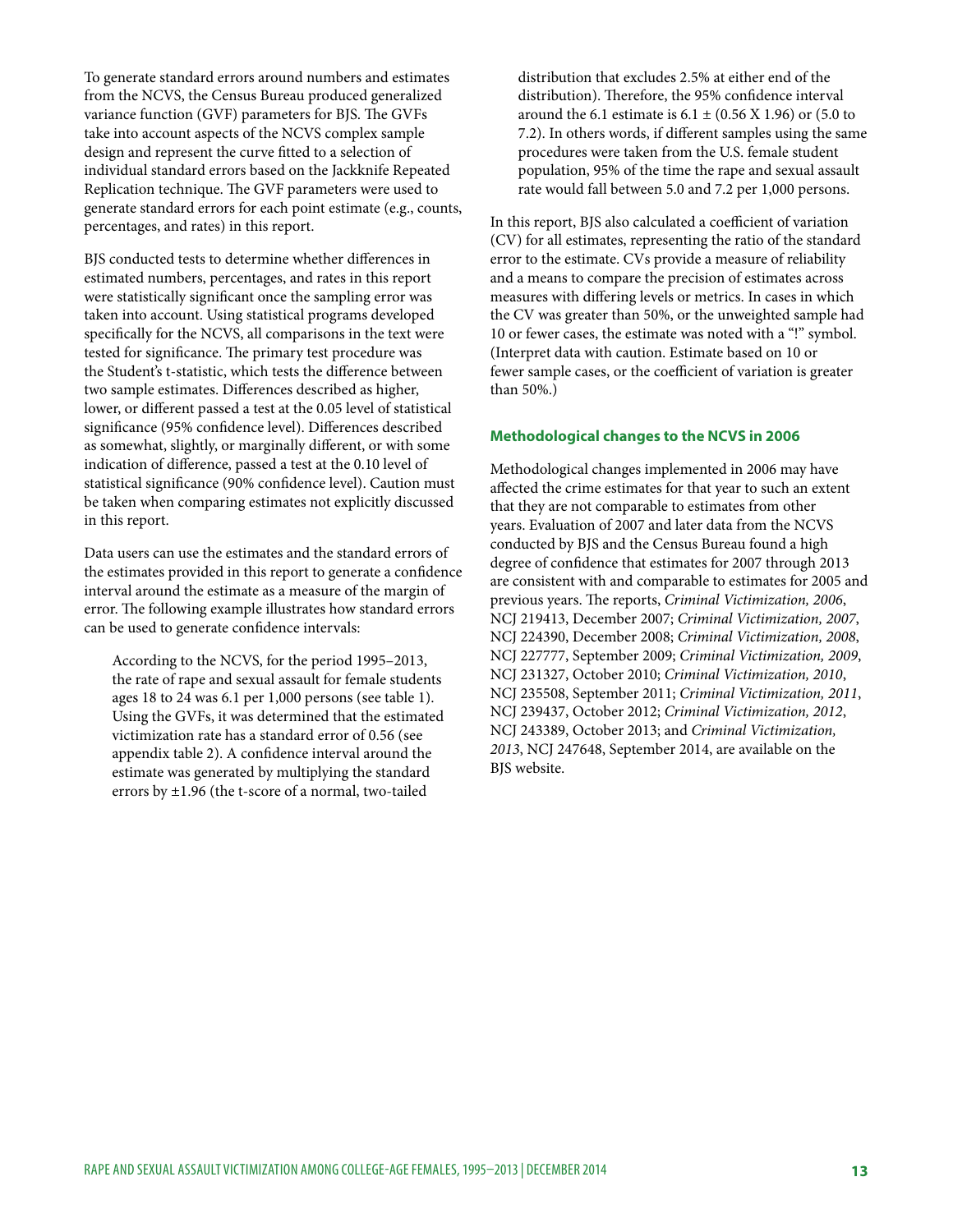To generate standard errors around numbers and estimates from the NCVS, the Census Bureau produced generalized variance function (GVF) parameters for BJS. The GVFs take into account aspects of the NCVS complex sample design and represent the curve fitted to a selection of individual standard errors based on the Jackknife Repeated Replication technique. The GVF parameters were used to generate standard errors for each point estimate (e.g., counts, percentages, and rates) in this report.

BJS conducted tests to determine whether differences in estimated numbers, percentages, and rates in this report were statistically significant once the sampling error was taken into account. Using statistical programs developed specifically for the NCVS, all comparisons in the text were tested for significance. The primary test procedure was the Student's t-statistic, which tests the difference between two sample estimates. Differences described as higher, lower, or different passed a test at the 0.05 level of statistical significance (95% confidence level). Differences described as somewhat, slightly, or marginally different, or with some indication of difference, passed a test at the 0.10 level of statistical significance (90% confidence level). Caution must be taken when comparing estimates not explicitly discussed in this report.

Data users can use the estimates and the standard errors of the estimates provided in this report to generate a confidence interval around the estimate as a measure of the margin of error. The following example illustrates how standard errors can be used to generate confidence intervals:

> According to the NCVS, for the period 1995–2013, the rate of rape and sexual assault for female students ages 18 to 24 was 6.1 per 1,000 persons (see table 1). Using the GVFs, it was determined that the estimated victimization rate has a standard error of 0.56 (see appendix table 2). A confidence interval around the estimate was generated by multiplying the standard errors by ±1.96 (the t-score of a normal, two-tailed distribution that excludes 2.5% at either end of the distribution). Therefore, the 95% confidence interval around the 6.1 estimate is 6.1 ± (0.56 X 1.96) or (5.0 to 7.2). In others words, if different samples using the same procedures were taken from the U.S. female student population, 95% of the time the rape and sexual assault rate would fall between 5.0 and 7.2 per 1,000 persons.

In this report, BJS also calculated a coefficient of variation (CV) for all estimates, representing the ratio of the standard error to the estimate. CVs provide a measure of reliability and a means to compare the precision of estimates across measures with differing levels or metrics. In cases in which the CV was greater than 50%, or the unweighted sample had 10 or fewer cases, the estimate was noted with a "!" symbol. (Interpret data with caution. Estimate based on 10 or fewer sample cases, or the coefficient of variation is greater than 50%.)

### Methodological changes to the NCVS in 2006

Methodological changes implemented in 2006 may have affected the crime estimates for that year to such an extent that they are not comparable to estimates from other years. Evaluation of 2007 and later data from the NCVS conducted by BJS and the Census Bureau found a high degree of confidence that estimates for 2007 through 2013 are consistent with and comparable to estimates for 2005 and previous years. The reports, *Criminal Victimization, 2006*, NCJ 219413, December 2007; *Criminal Victimization, 2007*, NCJ 224390, December 2008; *Criminal Victimization, 2008*, NCJ 227777, September 2009; *Criminal Victimization, 2009*, NCJ 231327, October 2010; *Criminal Victimization, 2010*, NCJ 235508, September 2011; *Criminal Victimization, 2011*, NCJ 239437, October 2012; *Criminal Victimization, 2012*, NCJ 243389, October 2013; and *Criminal Victimization, 2013*, NCJ 247648, September 2014, are available on the BJS website.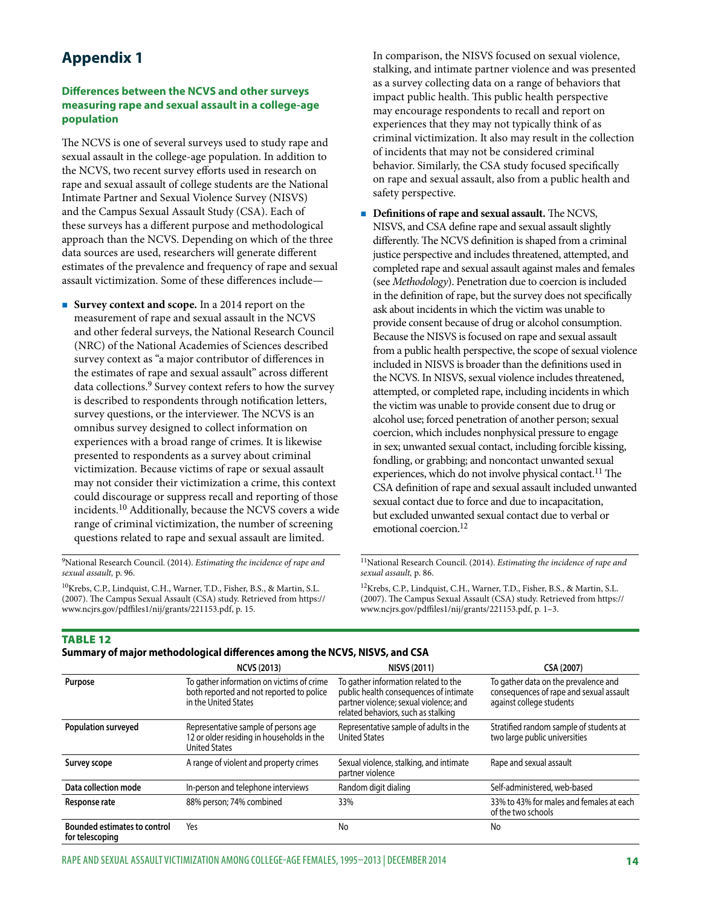# Appendix 1

### Differences between the NCVS and other surveys measuring rape and sexual assault in a college-age population

The NCVS is one of several surveys used to study rape and sexual assault in the college-age population. In addition to the NCVS, two recent survey efforts used in research on rape and sexual assault of college students are the National Intimate Partner and Sexual Violence Survey (NISVS) and the Campus Sexual Assault Study (CSA). Each of these surveys has a different purpose and methodological approach than the NCVS. Depending on which of the three data sources are used, researchers will generate different estimates of the prevalence and frequency of rape and sexual assault victimization. Some of these differences include—

- **Survey context and scope.** In a 2014 report on the measurement of rape and sexual assault in the NCVS and other federal surveys, the National Research Council (NRC) of the National Academies of Sciences described survey context as "a major contributor of differences in the estimates of rape and sexual assault" across different data collections.[9] Survey context refers to how the survey is described to respondents through notification letters, survey questions, or the interviewer. The NCVS is an omnibus survey designed to collect information on experiences with a broad range of crimes. It is likewise presented to respondents as a survey about criminal victimization. Because victims of rape or sexual assault may not consider their victimization a crime, this context could discourage or suppress recall and reporting of those incidents.[10] Additionally, because the NCVS covers a wide range of criminal victimization, the number of screening questions related to rape and sexual assault are limited.

  In comparison, the NISVS focused on sexual violence, stalking, and intimate partner violence and was presented as a survey collecting data on a range of behaviors that impact public health. This public health perspective may encourage respondents to recall and report on experiences that they may not typically think of as criminal victimization. It also may result in the collection of incidents that may not be considered criminal behavior. Similarly, the CSA study focused specifically on rape and sexual assault, also from a public health and safety perspective.

- **Definitions of rape and sexual assault.** The NCVS, NISVS, and CSA define rape and sexual assault slightly differently. The NCVS definition is shaped from a criminal justice perspective and includes threatened, attempted, and completed rape and sexual assault against males and females (see *Methodology*). Penetration due to coercion is included in the definition of rape, but the survey does not specifically ask about incidents in which the victim was unable to provide consent because of drug or alcohol consumption. Because the NISVS is focused on rape and sexual assault from a public health perspective, the scope of sexual violence included in NISVS is broader than the definitions used in the NCVS. In NISVS, sexual violence includes threatened, attempted, or completed rape, including incidents in which the victim was unable to provide consent due to drug or alcohol use; forced penetration of another person; sexual coercion, which includes nonphysical pressure to engage in sex; unwanted sexual contact, including forcible kissing, fondling, or grabbing; and noncontact unwanted sexual experiences, which do not involve physical contact.[11] The CSA definition of rape and sexual assault included unwanted sexual contact due to force and due to incapacitation, but excluded unwanted sexual contact due to verbal or emotional coercion.[12]

[9]National Research Council. (2014). *Estimating the incidence of rape and sexual assault,* p. 96.

[10]Krebs, C.P., Lindquist, C.H., Warner, T.D., Fisher, B.S., & Martin, S.L. (2007). The Campus Sexual Assault (CSA) study. Retrieved from https://www.ncjrs.gov/pdffiles1/nij/grants/221153.pdf, p. 15.

[11]National Research Council. (2014). *Estimating the incidence of rape and sexual assault,* p. 86.

[12]Krebs, C.P., Lindquist, C.H., Warner, T.D., Fisher, B.S., & Martin, S.L. (2007). The Campus Sexual Assault (CSA) study. Retrieved from https://www.ncjrs.gov/pdffiles1/nij/grants/221153.pdf, p. 1–3.

**TABLE 12**

**Summary of major methodological differences among the NCVS, NISVS, and CSA**

| | NCVS (2013) | NISVS (2011) | CSA (2007) |
|---|---|---|---|
| **Purpose** | To gather information on victims of crime both reported and not reported to police in the United States | To gather information related to the public health consequences of intimate partner violence; sexual violence; and related behaviors, such as stalking | To gather data on the prevalence and consequences of rape and sexual assault against college students |
| **Population surveyed** | Representative sample of persons age 12 or older residing in households in the United States | Representative sample of adults in the United States | Stratified random sample of students at two large public universities |
| **Survey scope** | A range of violent and property crimes | Sexual violence, stalking, and intimate partner violence | Rape and sexual assault |
| **Data collection mode** | In-person and telephone interviews | Random digit dialing | Self-administered, web-based |
| **Response rate** | 88% person; 74% combined | 33% | 33% to 43% for males and females at each of the two schools |
| **Bounded estimates to control for telescoping** | Yes | No | No |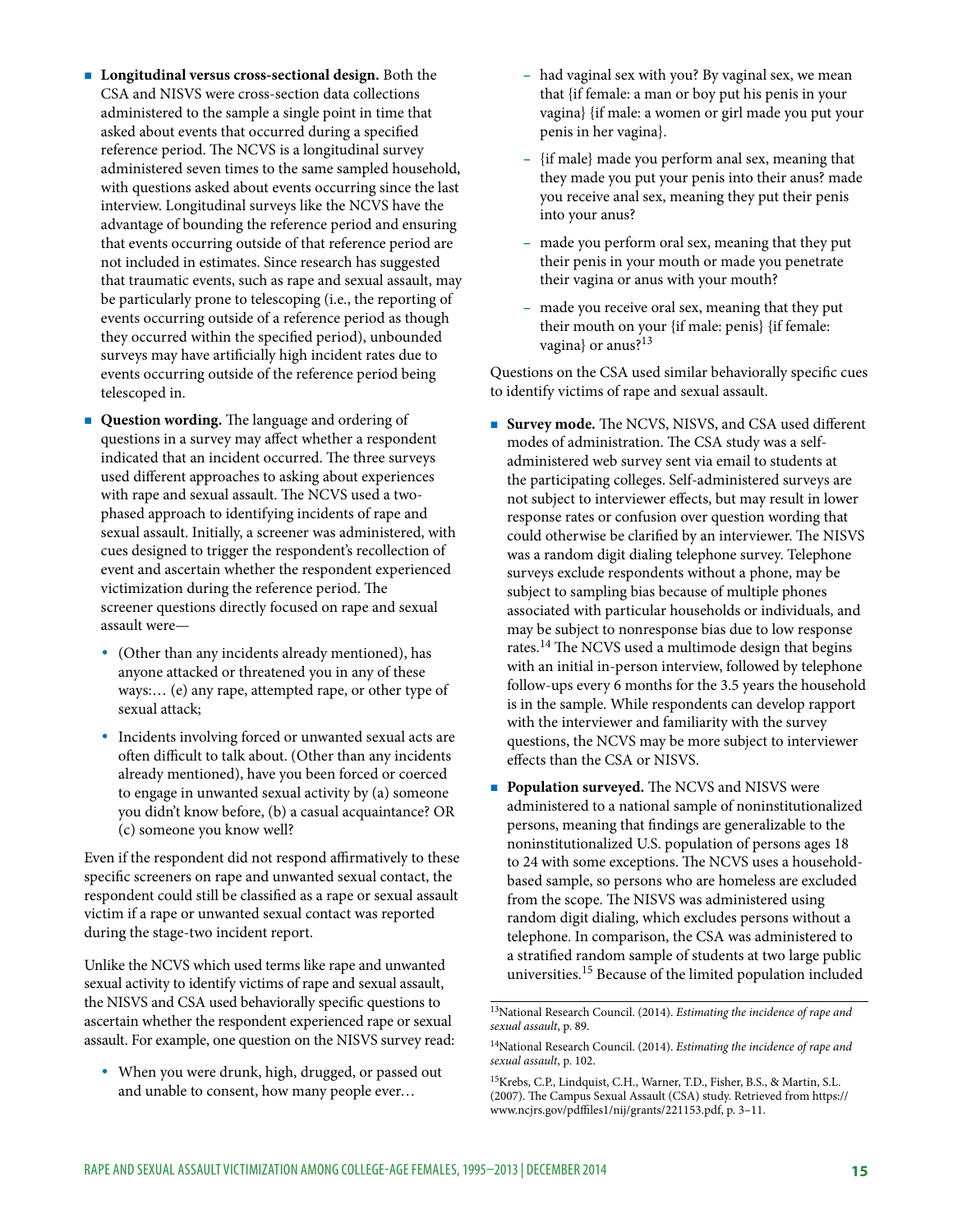- **Longitudinal versus cross-sectional design.** Both the CSA and NISVS were cross-section data collections administered to the sample a single point in time that asked about events that occurred during a specified reference period. The NCVS is a longitudinal survey administered seven times to the same sampled household, with questions asked about events occurring since the last interview. Longitudinal surveys like the NCVS have the advantage of bounding the reference period and ensuring that events occurring outside of that reference period are not included in estimates. Since research has suggested that traumatic events, such as rape and sexual assault, may be particularly prone to telescoping (i.e., the reporting of events occurring outside of a reference period as though they occurred within the specified period), unbounded surveys may have artificially high incident rates due to events occurring outside of the reference period being telescoped in.
- **Question wording.** The language and ordering of questions in a survey may affect whether a respondent indicated that an incident occurred. The three surveys used different approaches to asking about experiences with rape and sexual assault. The NCVS used a two-phased approach to identifying incidents of rape and sexual assault. Initially, a screener was administered, with cues designed to trigger the respondent's recollection of event and ascertain whether the respondent experienced victimization during the reference period. The screener questions directly focused on rape and sexual assault were—
  - (Other than any incidents already mentioned), has anyone attacked or threatened you in any of these ways:… (e) any rape, attempted rape, or other type of sexual attack;
  - Incidents involving forced or unwanted sexual acts are often difficult to talk about. (Other than any incidents already mentioned), have you been forced or coerced to engage in unwanted sexual activity by (a) someone you didn't know before, (b) a casual acquaintance? OR (c) someone you know well?

Even if the respondent did not respond affirmatively to these specific screeners on rape and unwanted sexual contact, the respondent could still be classified as a rape or sexual assault victim if a rape or unwanted sexual contact was reported during the stage-two incident report.

Unlike the NCVS which used terms like rape and unwanted sexual activity to identify victims of rape and sexual assault, the NISVS and CSA used behaviorally specific questions to ascertain whether the respondent experienced rape or sexual assault. For example, one question on the NISVS survey read:

- When you were drunk, high, drugged, or passed out and unable to consent, how many people ever…
  - had vaginal sex with you? By vaginal sex, we mean that {if female: a man or boy put his penis in your vagina} {if male: a women or girl made you put your penis in her vagina}.
  - {if male} made you perform anal sex, meaning that they made you put your penis into their anus? made you receive anal sex, meaning they put their penis into your anus?
  - made you perform oral sex, meaning that they put their penis in your mouth or made you penetrate their vagina or anus with your mouth?
  - made you receive oral sex, meaning that they put their mouth on your {if male: penis} {if female: vagina} or anus?[13]

Questions on the CSA used similar behaviorally specific cues to identify victims of rape and sexual assault.

- **Survey mode.** The NCVS, NISVS, and CSA used different modes of administration. The CSA study was a self-administered web survey sent via email to students at the participating colleges. Self-administered surveys are not subject to interviewer effects, but may result in lower response rates or confusion over question wording that could otherwise be clarified by an interviewer. The NISVS was a random digit dialing telephone survey. Telephone surveys exclude respondents without a phone, may be subject to sampling bias because of multiple phones associated with particular households or individuals, and may be subject to nonresponse bias due to low response rates.[14] The NCVS used a multimode design that begins with an initial in-person interview, followed by telephone follow-ups every 6 months for the 3.5 years the household is in the sample. While respondents can develop rapport with the interviewer and familiarity with the survey questions, the NCVS may be more subject to interviewer effects than the CSA or NISVS.
- **Population surveyed.** The NCVS and NISVS were administered to a national sample of noninstitutionalized persons, meaning that findings are generalizable to the noninstitutionalized U.S. population of persons ages 18 to 24 with some exceptions. The NCVS uses a household-based sample, so persons who are homeless are excluded from the scope. The NISVS was administered using random digit dialing, which excludes persons without a telephone. In comparison, the CSA was administered to a stratified random sample of students at two large public universities.[15] Because of the limited population included

[13]National Research Council. (2014). *Estimating the incidence of rape and sexual assault*, p. 89.

[14]National Research Council. (2014). *Estimating the incidence of rape and sexual assault*, p. 102.

[15]Krebs, C.P., Lindquist, C.H., Warner, T.D., Fisher, B.S., & Martin, S.L. (2007). The Campus Sexual Assault (CSA) study. Retrieved from https://www.ncjrs.gov/pdffiles1/nij/grants/221153.pdf, p. 3–11.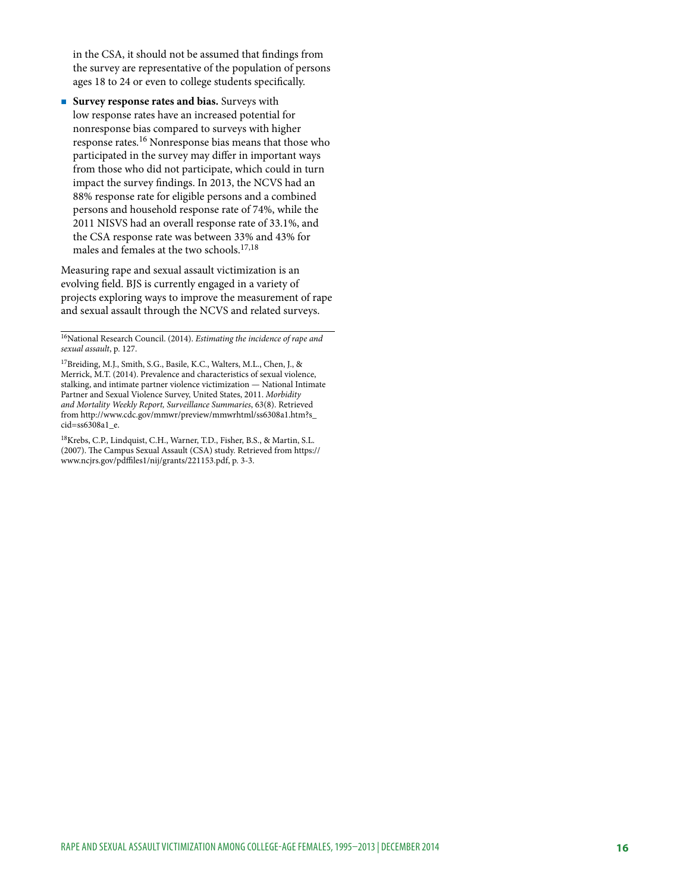in the CSA, it should not be assumed that findings from the survey are representative of the population of persons ages 18 to 24 or even to college students specifically.

- **Survey response rates and bias.** Surveys with low response rates have an increased potential for nonresponse bias compared to surveys with higher response rates.[16] Nonresponse bias means that those who participated in the survey may differ in important ways from those who did not participate, which could in turn impact the survey findings. In 2013, the NCVS had an 88% response rate for eligible persons and a combined persons and household response rate of 74%, while the 2011 NISVS had an overall response rate of 33.1%, and the CSA response rate was between 33% and 43% for males and females at the two schools.[17,18]

Measuring rape and sexual assault victimization is an evolving field. BJS is currently engaged in a variety of projects exploring ways to improve the measurement of rape and sexual assault through the NCVS and related surveys.

---

[16]National Research Council. (2014). *Estimating the incidence of rape and sexual assault*, p. 127.

[17]Breiding, M.J., Smith, S.G., Basile, K.C., Walters, M.L., Chen, J., & Merrick, M.T. (2014). Prevalence and characteristics of sexual violence, stalking, and intimate partner violence victimization — National Intimate Partner and Sexual Violence Survey, United States, 2011. *Morbidity and Mortality Weekly Report, Surveillance Summaries*, 63(8). Retrieved from http://www.cdc.gov/mmwr/preview/mmwrhtml/ss6308a1.htm?s_cid=ss6308a1_e.

[18]Krebs, C.P., Lindquist, C.H., Warner, T.D., Fisher, B.S., & Martin, S.L. (2007). The Campus Sexual Assault (CSA) study. Retrieved from https://www.ncjrs.gov/pdffiles1/nij/grants/221153.pdf, p. 3-3.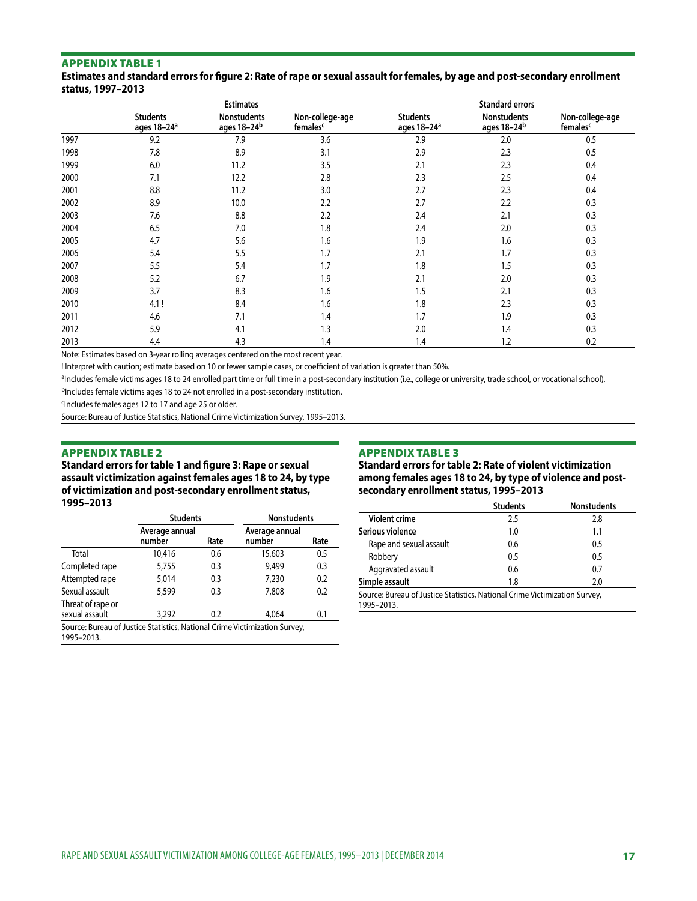## APPENDIX TABLE 1

**Estimates and standard errors for figure 2: Rate of rape or sexual assault for females, by age and post-secondary enrollment status, 1997–2013**

| | Estimates | | | Standard errors | | |
|---|---|---|---|---|---|---|
| | Students ages 18–24[a] | Nonstudents ages 18–24[b] | Non-college-age females[c] | Students ages 18–24[a] | Nonstudents ages 18–24[b] | Non-college-age females[c] |
| 1997 | 9.2 | 7.9 | 3.6 | 2.9 | 2.0 | 0.5 |
| 1998 | 7.8 | 8.9 | 3.1 | 2.9 | 2.3 | 0.5 |
| 1999 | 6.0 | 11.2 | 3.5 | 2.1 | 2.3 | 0.4 |
| 2000 | 7.1 | 12.2 | 2.8 | 2.3 | 2.5 | 0.4 |
| 2001 | 8.8 | 11.2 | 3.0 | 2.7 | 2.3 | 0.4 |
| 2002 | 8.9 | 10.0 | 2.2 | 2.7 | 2.2 | 0.3 |
| 2003 | 7.6 | 8.8 | 2.2 | 2.4 | 2.1 | 0.3 |
| 2004 | 6.5 | 7.0 | 1.8 | 2.4 | 2.0 | 0.3 |
| 2005 | 4.7 | 5.6 | 1.6 | 1.9 | 1.6 | 0.3 |
| 2006 | 5.4 | 5.5 | 1.7 | 2.1 | 1.7 | 0.3 |
| 2007 | 5.5 | 5.4 | 1.7 | 1.8 | 1.5 | 0.3 |
| 2008 | 5.2 | 6.7 | 1.9 | 2.1 | 2.0 | 0.3 |
| 2009 | 3.7 | 8.3 | 1.6 | 1.5 | 2.1 | 0.3 |
| 2010 | 4.1 ! | 8.4 | 1.6 | 1.8 | 2.3 | 0.3 |
| 2011 | 4.6 | 7.1 | 1.4 | 1.7 | 1.9 | 0.3 |
| 2012 | 5.9 | 4.1 | 1.3 | 2.0 | 1.4 | 0.3 |
| 2013 | 4.4 | 4.3 | 1.4 | 1.4 | 1.2 | 0.2 |

Note: Estimates based on 3-year rolling averages centered on the most recent year.

! Interpret with caution; estimate based on 10 or fewer sample cases, or coefficient of variation is greater than 50%.

[a]Includes female victims ages 18 to 24 enrolled part time or full time in a post-secondary institution (i.e., college or university, trade school, or vocational school).

[b]Includes female victims ages 18 to 24 not enrolled in a post-secondary institution.

[c]Includes females ages 12 to 17 and age 25 or older.

Source: Bureau of Justice Statistics, National Crime Victimization Survey, 1995–2013.

## APPENDIX TABLE 2

**Standard errors for table 1 and figure 3: Rape or sexual assault victimization against females ages 18 to 24, by type of victimization and post-secondary enrollment status, 1995–2013**

| | Students | | Nonstudents | |
|---|---|---|---|---|
| | Average annual number | Rate | Average annual number | Rate |
| Total | 10,416 | 0.6 | 15,603 | 0.5 |
| Completed rape | 5,755 | 0.3 | 9,499 | 0.3 |
| Attempted rape | 5,014 | 0.3 | 7,230 | 0.2 |
| Sexual assault | 5,599 | 0.3 | 7,808 | 0.2 |
| Threat of rape or sexual assault | 3,292 | 0.2 | 4,064 | 0.1 |

Source: Bureau of Justice Statistics, National Crime Victimization Survey, 1995–2013.

## APPENDIX TABLE 3

**Standard errors for table 2: Rate of violent victimization among females ages 18 to 24, by type of violence and post-secondary enrollment status, 1995–2013**

| | Students | Nonstudents |
|---|---|---|
| **Violent crime** | 2.5 | 2.8 |
| **Serious violence** | 1.0 | 1.1 |
| Rape and sexual assault | 0.6 | 0.5 |
| Robbery | 0.5 | 0.5 |
| Aggravated assault | 0.6 | 0.7 |
| **Simple assault** | 1.8 | 2.0 |

Source: Bureau of Justice Statistics, National Crime Victimization Survey, 1995–2013.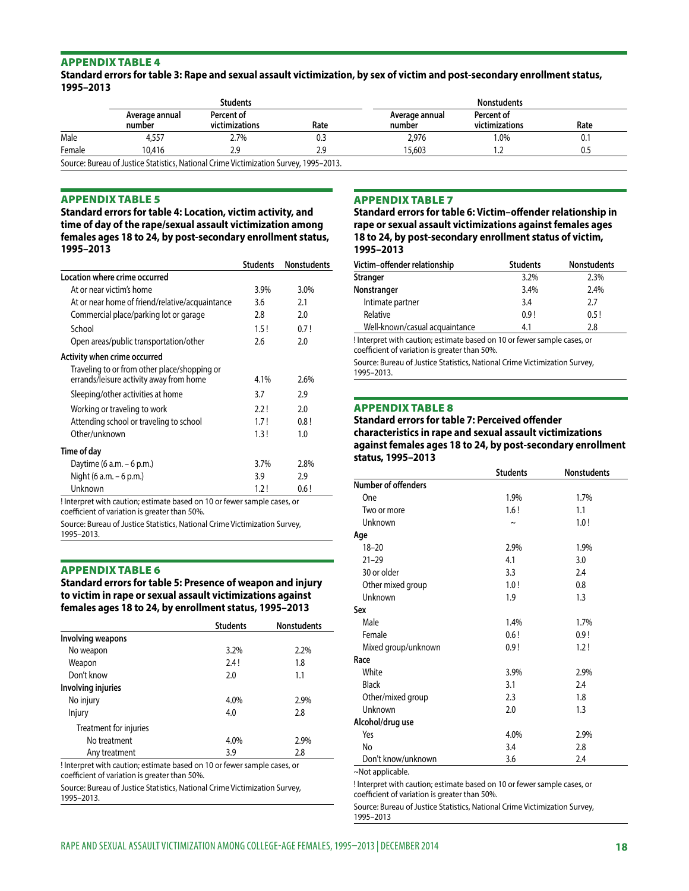## APPENDIX TABLE 4

**Standard errors for table 3: Rape and sexual assault victimization, by sex of victim and post-secondary enrollment status, 1995–2013**

| | Students | | | Nonstudents | | |
|---|---|---|---|---|---|---|
| | Average annual number | Percent of victimizations | Rate | Average annual number | Percent of victimizations | Rate |
| Male | 4,557 | 2.7% | 0.3 | 2,976 | 1.0% | 0.1 |
| Female | 10,416 | 2.9 | 2.9 | 15,603 | 1.2 | 0.5 |

Source: Bureau of Justice Statistics, National Crime Victimization Survey, 1995–2013.

## APPENDIX TABLE 5

**Standard errors for table 4: Location, victim activity, and time of day of the rape/sexual assault victimization among females ages 18 to 24, by post-secondary enrollment status, 1995–2013**

| | Students | Nonstudents |
|---|---|---|
| **Location where crime occurred** | | |
| At or near victim's home | 3.9% | 3.0% |
| At or near home of friend/relative/acquaintance | 3.6 | 2.1 |
| Commercial place/parking lot or garage | 2.8 | 2.0 |
| School | 1.5 ! | 0.7 ! |
| Open areas/public transportation/other | 2.6 | 2.0 |
| **Activity when crime occurred** | | |
| Traveling to or from other place/shopping or errands/leisure activity away from home | 4.1% | 2.6% |
| Sleeping/other activities at home | 3.7 | 2.9 |
| Working or traveling to work | 2.2 ! | 2.0 |
| Attending school or traveling to school | 1.7 ! | 0.8 ! |
| Other/unknown | 1.3 ! | 1.0 |
| **Time of day** | | |
| Daytime (6 a.m. – 6 p.m.) | 3.7% | 2.8% |
| Night (6 a.m. – 6 p.m.) | 3.9 | 2.9 |
| Unknown | 1.2 ! | 0.6 ! |

! Interpret with caution; estimate based on 10 or fewer sample cases, or coefficient of variation is greater than 50%.

Source: Bureau of Justice Statistics, National Crime Victimization Survey, 1995–2013.

## APPENDIX TABLE 6

**Standard errors for table 5: Presence of weapon and injury to victim in rape or sexual assault victimizations against females ages 18 to 24, by enrollment status, 1995–2013**

| | Students | Nonstudents |
|---|---|---|
| **Involving weapons** | | |
| No weapon | 3.2% | 2.2% |
| Weapon | 2.4 ! | 1.8 |
| Don't know | 2.0 | 1.1 |
| **Involving injuries** | | |
| No injury | 4.0% | 2.9% |
| Injury | 4.0 | 2.8 |
| Treatment for injuries | | |
| No treatment | 4.0% | 2.9% |
| Any treatment | 3.9 | 2.8 |

! Interpret with caution; estimate based on 10 or fewer sample cases, or coefficient of variation is greater than 50%.

Source: Bureau of Justice Statistics, National Crime Victimization Survey, 1995–2013.

## APPENDIX TABLE 7

**Standard errors for table 6: Victim–offender relationship in rape or sexual assault victimizations against females ages 18 to 24, by post-secondary enrollment status of victim, 1995–2013**

| Victim–offender relationship | Students | Nonstudents |
|---|---|---|
| **Stranger** | 3.2% | 2.3% |
| **Nonstranger** | 3.4% | 2.4% |
| Intimate partner | 3.4 | 2.7 |
| Relative | 0.9 ! | 0.5 ! |
| Well-known/casual acquaintance | 4.1 | 2.8 |

! Interpret with caution; estimate based on 10 or fewer sample cases, or coefficient of variation is greater than 50%.

Source: Bureau of Justice Statistics, National Crime Victimization Survey, 1995–2013.

## APPENDIX TABLE 8

**Standard errors for table 7: Perceived offender characteristics in rape and sexual assault victimizations against females ages 18 to 24, by post-secondary enrollment status, 1995–2013**

| | Students | Nonstudents |
|---|---|---|
| **Number of offenders** | | |
| One | 1.9% | 1.7% |
| Two or more | 1.6 ! | 1.1 |
| Unknown | ~ | 1.0 ! |
| **Age** | | |
| 18–20 | 2.9% | 1.9% |
| 21–29 | 4.1 | 3.0 |
| 30 or older | 3.3 | 2.4 |
| Other mixed group | 1.0 ! | 0.8 |
| Unknown | 1.9 | 1.3 |
| **Sex** | | |
| Male | 1.4% | 1.7% |
| Female | 0.6 ! | 0.9 ! |
| Mixed group/unknown | 0.9 ! | 1.2 ! |
| **Race** | | |
| White | 3.9% | 2.9% |
| Black | 3.1 | 2.4 |
| Other/mixed group | 2.3 | 1.8 |
| Unknown | 2.0 | 1.3 |
| **Alcohol/drug use** | | |
| Yes | 4.0% | 2.9% |
| No | 3.4 | 2.8 |
| Don't know/unknown | 3.6 | 2.4 |

~Not applicable.

! Interpret with caution; estimate based on 10 or fewer sample cases, or coefficient of variation is greater than 50%.

Source: Bureau of Justice Statistics, National Crime Victimization Survey, 1995–2013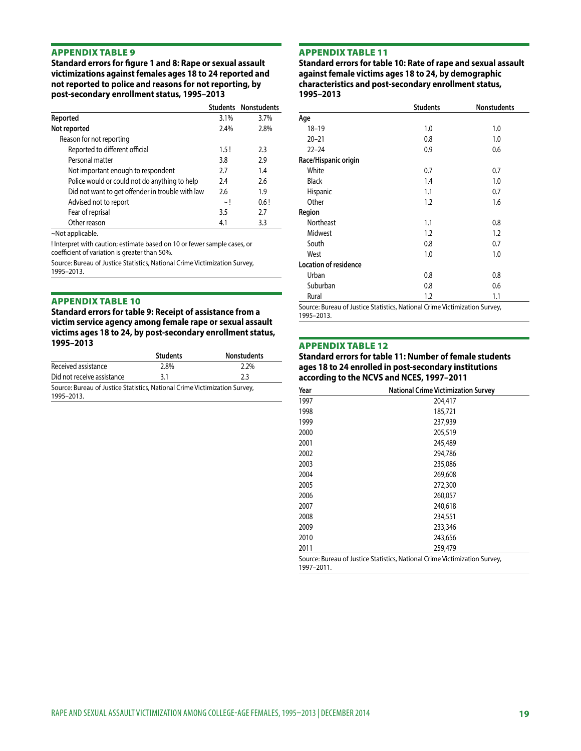## APPENDIX TABLE 9

**Standard errors for figure 1 and 8: Rape or sexual assault victimizations against females ages 18 to 24 reported and not reported to police and reasons for not reporting, by post-secondary enrollment status, 1995–2013**

| | Students | Nonstudents |
|---|---|---|
| **Reported** | 3.1% | 3.7% |
| **Not reported** | 2.4% | 2.8% |
| Reason for not reporting | | |
| Reported to different official | 1.5 ! | 2.3 |
| Personal matter | 3.8 | 2.9 |
| Not important enough to respondent | 2.7 | 1.4 |
| Police would or could not do anything to help | 2.4 | 2.6 |
| Did not want to get offender in trouble with law | 2.6 | 1.9 |
| Advised not to report | ~ ! | 0.6 ! |
| Fear of reprisal | 3.5 | 2.7 |
| Other reason | 4.1 | 3.3 |

~Not applicable.

! Interpret with caution; estimate based on 10 or fewer sample cases, or coefficient of variation is greater than 50%.

Source: Bureau of Justice Statistics, National Crime Victimization Survey, 1995–2013.

## APPENDIX TABLE 10

**Standard errors for table 9: Receipt of assistance from a victim service agency among female rape or sexual assault victims ages 18 to 24, by post-secondary enrollment status, 1995–2013**

| | Students | Nonstudents |
|---|---|---|
| Received assistance | 2.8% | 2.2% |
| Did not receive assistance | 3.1 | 2.3 |

Source: Bureau of Justice Statistics, National Crime Victimization Survey, 1995–2013.

## APPENDIX TABLE 11

**Standard errors for table 10: Rate of rape and sexual assault against female victims ages 18 to 24, by demographic characteristics and post-secondary enrollment status, 1995–2013**

| | Students | Nonstudents |
|---|---|---|
| **Age** | | |
| 18–19 | 1.0 | 1.0 |
| 20–21 | 0.8 | 1.0 |
| 22–24 | 0.9 | 0.6 |
| **Race/Hispanic origin** | | |
| White | 0.7 | 0.7 |
| Black | 1.4 | 1.0 |
| Hispanic | 1.1 | 0.7 |
| Other | 1.2 | 1.6 |
| **Region** | | |
| Northeast | 1.1 | 0.8 |
| Midwest | 1.2 | 1.2 |
| South | 0.8 | 0.7 |
| West | 1.0 | 1.0 |
| **Location of residence** | | |
| Urban | 0.8 | 0.8 |
| Suburban | 0.8 | 0.6 |
| Rural | 1.2 | 1.1 |

Source: Bureau of Justice Statistics, National Crime Victimization Survey, 1995–2013.

## APPENDIX TABLE 12

**Standard errors for table 11: Number of female students ages 18 to 24 enrolled in post-secondary institutions according to the NCVS and NCES, 1997–2011**

| Year | National Crime Victimization Survey |
|---|---|
| 1997 | 204,417 |
| 1998 | 185,721 |
| 1999 | 237,939 |
| 2000 | 205,519 |
| 2001 | 245,489 |
| 2002 | 294,786 |
| 2003 | 235,086 |
| 2004 | 269,608 |
| 2005 | 272,300 |
| 2006 | 260,057 |
| 2007 | 240,618 |
| 2008 | 234,551 |
| 2009 | 233,346 |
| 2010 | 243,656 |
| 2011 | 259,479 |

Source: Bureau of Justice Statistics, National Crime Victimization Survey, 1997–2011.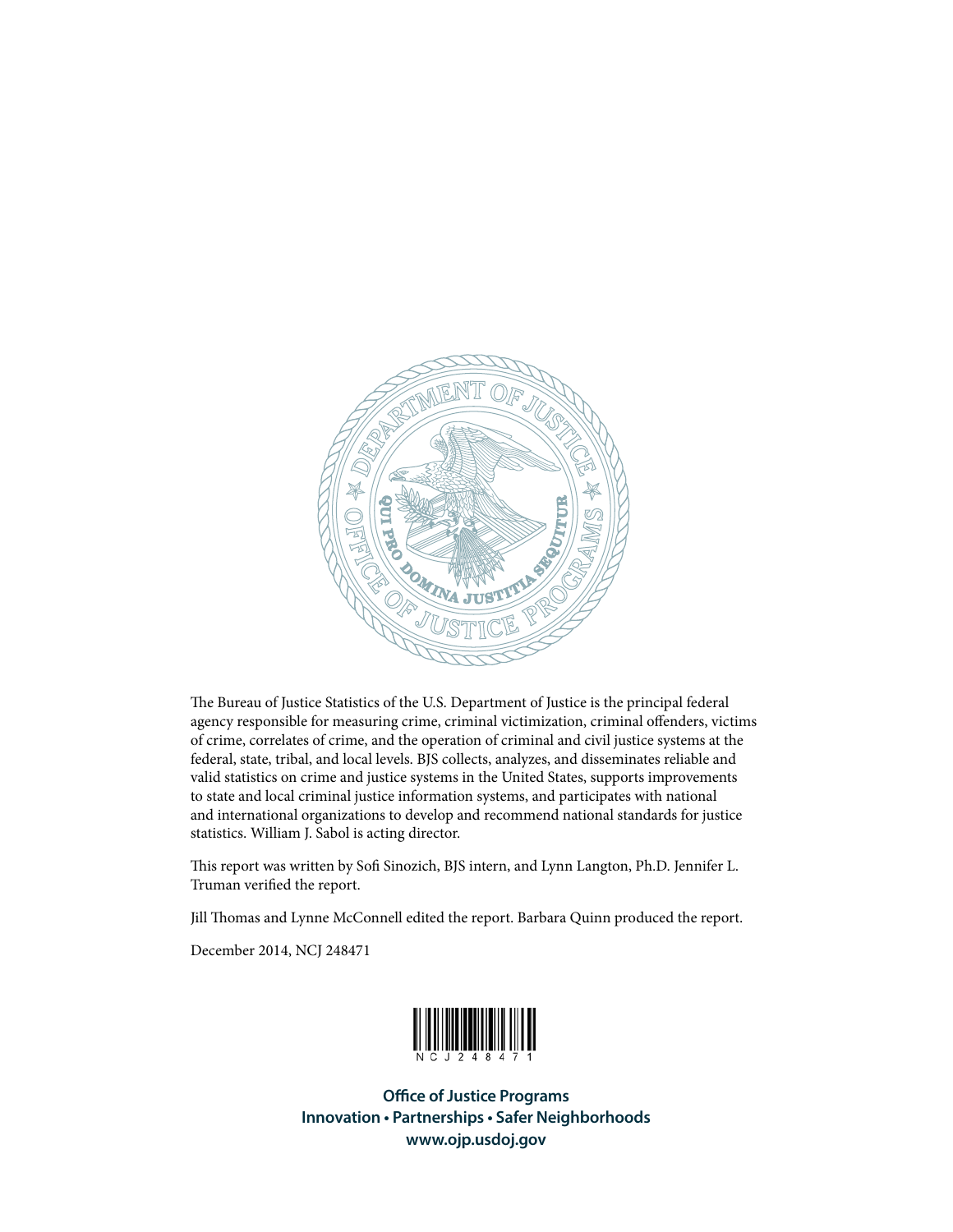The Bureau of Justice Statistics of the U.S. Department of Justice is the principal federal agency responsible for measuring crime, criminal victimization, criminal offenders, victims of crime, correlates of crime, and the operation of criminal and civil justice systems at the federal, state, tribal, and local levels. BJS collects, analyzes, and disseminates reliable and valid statistics on crime and justice systems in the United States, supports improvements to state and local criminal justice information systems, and participates with national and international organizations to develop and recommend national standards for justice statistics. William J. Sabol is acting director.

This report was written by Sofi Sinozich, BJS intern, and Lynn Langton, Ph.D. Jennifer L. Truman verified the report.

Jill Thomas and Lynne McConnell edited the report. Barbara Quinn produced the report.

December 2014, NCJ 248471

NCJ248471

**Office of Justice Programs**
**Innovation • Partnerships • Safer Neighborhoods**
**www.ojp.usdoj.gov**